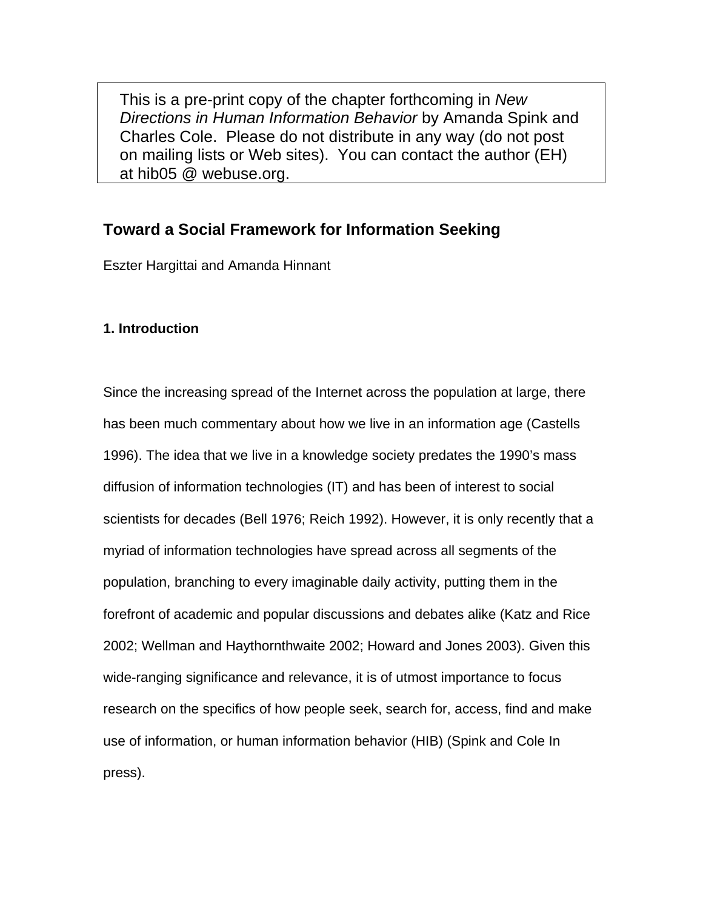This is a pre-print copy of the chapter forthcoming in *New Directions in Human Information Behavior* by Amanda Spink and Charles Cole. Please do not distribute in any way (do not post on mailing lists or Web sites). You can contact the author (EH) at hib05 @ webuse.org.

## Toward a Social Framework for Information Seeking

Eszter Hargittai and Amanda Hinnant

### 1. Introduction

Since the increasing spread of the Internet across the population at large, there has been much commentary about how we live in an information age (Castells 1996). The idea that we live in a knowledge society predates the 1990's mass diffusion of information technologies (IT) and has been of interest to social scientists for decades (Bell 1976; Reich 1992). However, it is only recently that a myriad of information technologies have spread across all segments of the population, branching to every imaginable daily activity, putting them in the forefront of academic and popular discussions and debates alike (Katz and Rice 2002; Wellman and Haythornthwaite 2002; Howard and Jones 2003). Given this wide-ranging significance and relevance, it is of utmost importance to focus research on the specifics of how people seek, search for, access, find and make use of information, or human information behavior (HIB) (Spink and Cole In press).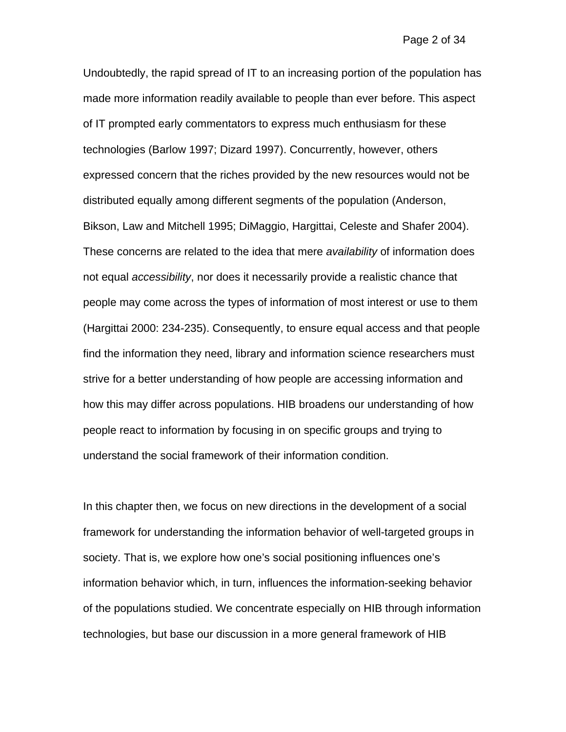Undoubtedly, the rapid spread of IT to an increasing portion of the population has made more information readily available to people than ever before. This aspect of IT prompted early commentators to express much enthusiasm for these technologies (Barlow 1997; Dizard 1997). Concurrently, however, others expressed concern that the riches provided by the new resources would not be distributed equally among different segments of the population (Anderson, Bikson, Law and Mitchell 1995; DiMaggio, Hargittai, Celeste and Shafer 2004). These concerns are related to the idea that mere *availability* of information does not equal *accessibility*, nor does it necessarily provide a realistic chance that people may come across the types of information of most interest or use to them (Hargittai 2000: 234-235). Consequently, to ensure equal access and that people find the information they need, library and information science researchers must strive for a better understanding of how people are accessing information and how this may differ across populations. HIB broadens our understanding of how people react to information by focusing in on specific groups and trying to understand the social framework of their information condition.

In this chapter then, we focus on new directions in the development of a social framework for understanding the information behavior of well-targeted groups in society. That is, we explore how one's social positioning influences one's information behavior which, in turn, influences the information-seeking behavior of the populations studied. We concentrate especially on HIB through information technologies, but base our discussion in a more general framework of HIB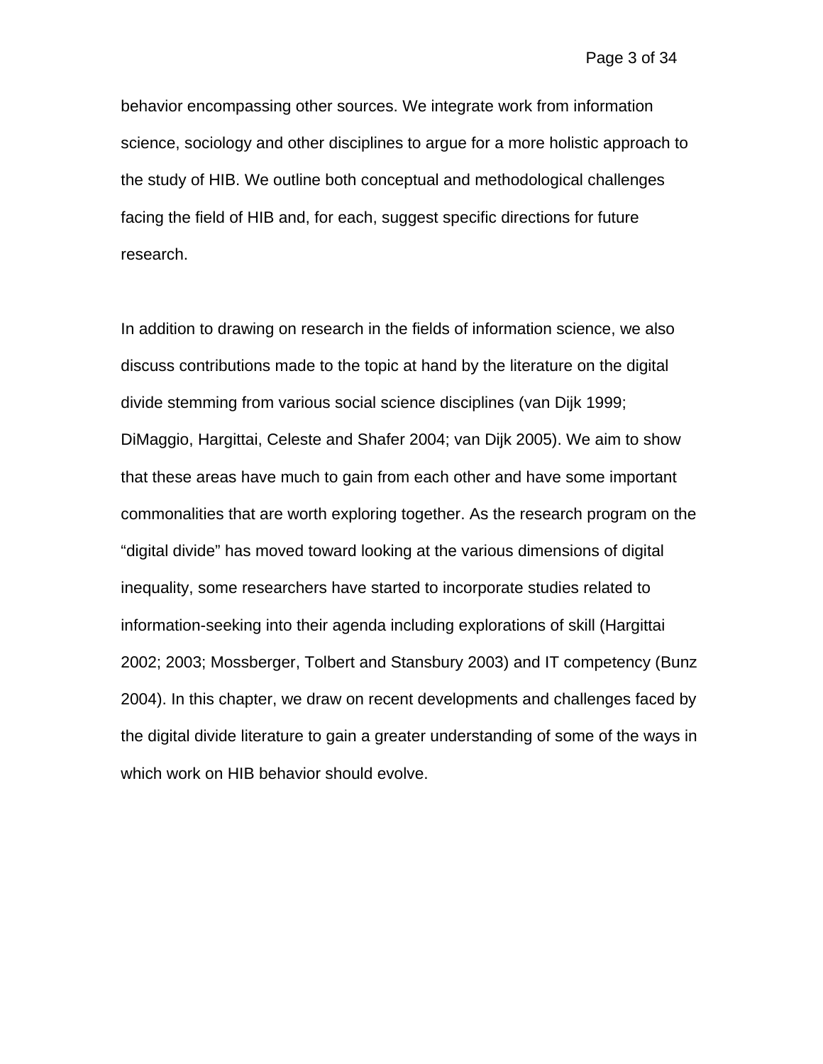behavior encompassing other sources. We integrate work from information science, sociology and other disciplines to argue for a more holistic approach to the study of HIB. We outline both conceptual and methodological challenges facing the field of HIB and, for each, suggest specific directions for future research.

In addition to drawing on research in the fields of information science, we also discuss contributions made to the topic at hand by the literature on the digital divide stemming from various social science disciplines (van Dijk 1999; DiMaggio, Hargittai, Celeste and Shafer 2004; van Dijk 2005). We aim to show that these areas have much to gain from each other and have some important commonalities that are worth exploring together. As the research program on the "digital divide" has moved toward looking at the various dimensions of digital inequality, some researchers have started to incorporate studies related to information-seeking into their agenda including explorations of skill (Hargittai 2002; 2003; Mossberger, Tolbert and Stansbury 2003) and IT competency (Bunz 2004). In this chapter, we draw on recent developments and challenges faced by the digital divide literature to gain a greater understanding of some of the ways in which work on HIB behavior should evolve.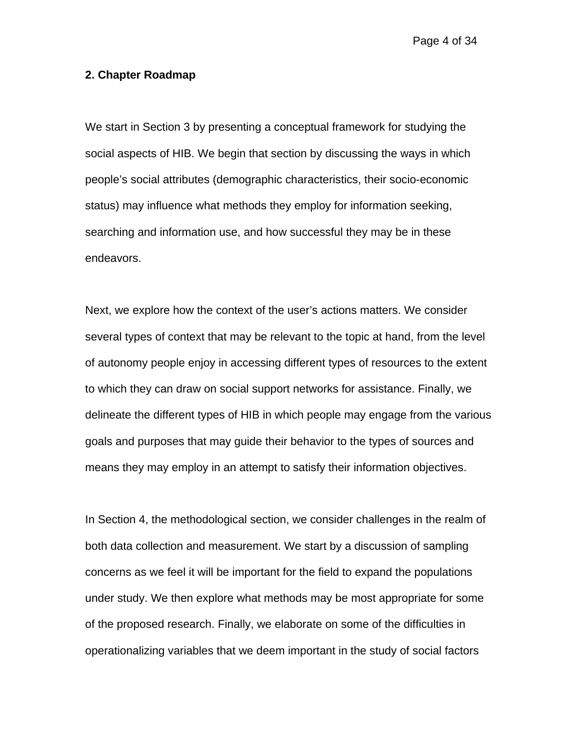## 2. Chapter Roadmap

We start in Section 3 by presenting a conceptual framework for studying the social aspects of HIB. We begin that section by discussing the ways in which people's social attributes (demographic characteristics, their socio-economic status) may influence what methods they employ for information seeking, searching and information use, and how successful they may be in these endeavors.

Next, we explore how the context of the user's actions matters. We consider several types of context that may be relevant to the topic at hand, from the level of autonomy people enjoy in accessing different types of resources to the extent to which they can draw on social support networks for assistance. Finally, we delineate the different types of HIB in which people may engage from the various goals and purposes that may guide their behavior to the types of sources and means they may employ in an attempt to satisfy their information objectives.

In Section 4, the methodological section, we consider challenges in the realm of both data collection and measurement. We start by a discussion of sampling concerns as we feel it will be important for the field to expand the populations under study. We then explore what methods may be most appropriate for some of the proposed research. Finally, we elaborate on some of the difficulties in operationalizing variables that we deem important in the study of social factors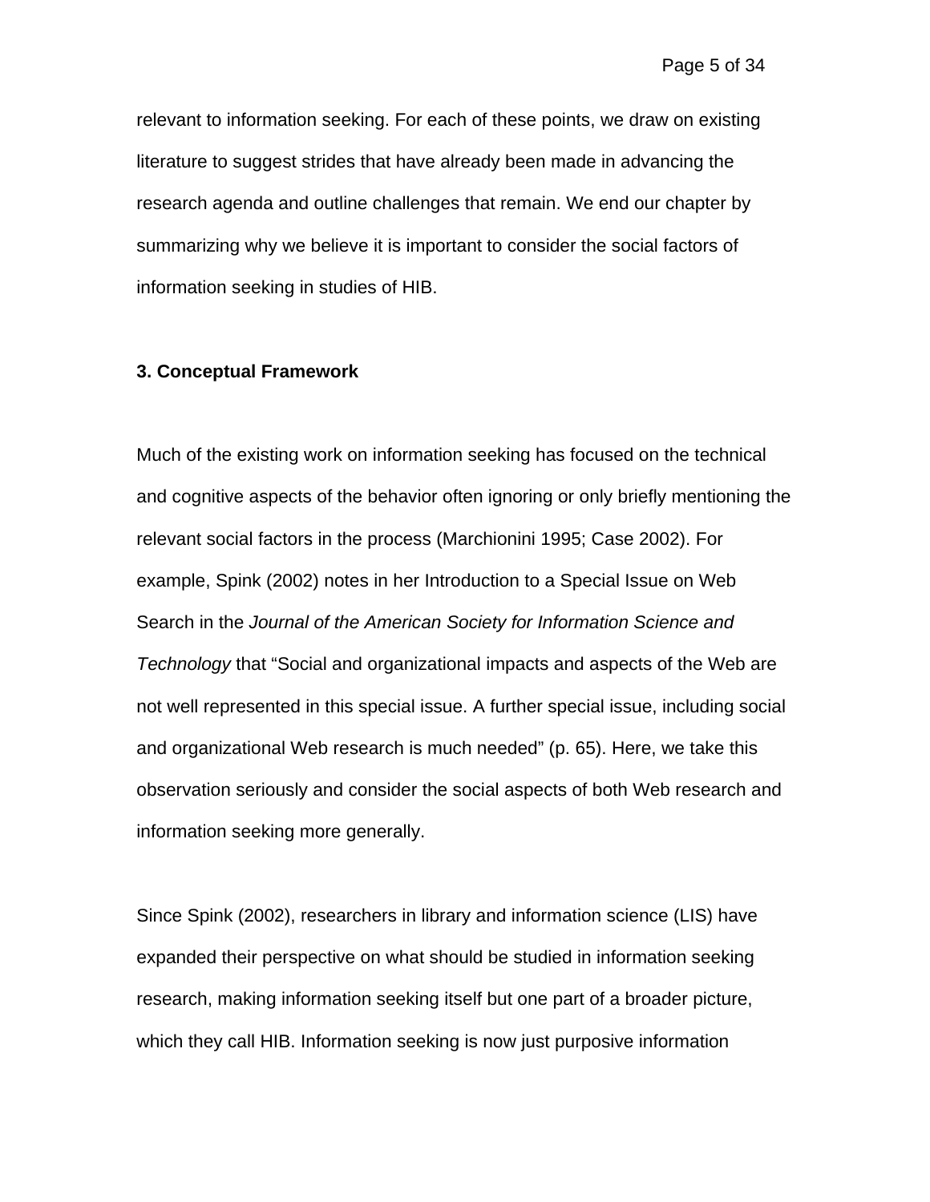relevant to information seeking. For each of these points, we draw on existing literature to suggest strides that have already been made in advancing the research agenda and outline challenges that remain. We end our chapter by summarizing why we believe it is important to consider the social factors of information seeking in studies of HIB.

## 3. Conceptual Framework

Much of the existing work on information seeking has focused on the technical and cognitive aspects of the behavior often ignoring or only briefly mentioning the relevant social factors in the process (Marchionini 1995; Case 2002). For example, Spink (2002) notes in her Introduction to a Special Issue on Web Search in the *Journal of the American Society for Information Science and Technology* that "Social and organizational impacts and aspects of the Web are not well represented in this special issue. A further special issue, including social and organizational Web research is much needed" (p. 65). Here, we take this observation seriously and consider the social aspects of both Web research and information seeking more generally.

Since Spink (2002), researchers in library and information science (LIS) have expanded their perspective on what should be studied in information seeking research, making information seeking itself but one part of a broader picture, which they call HIB. Information seeking is now just purposive information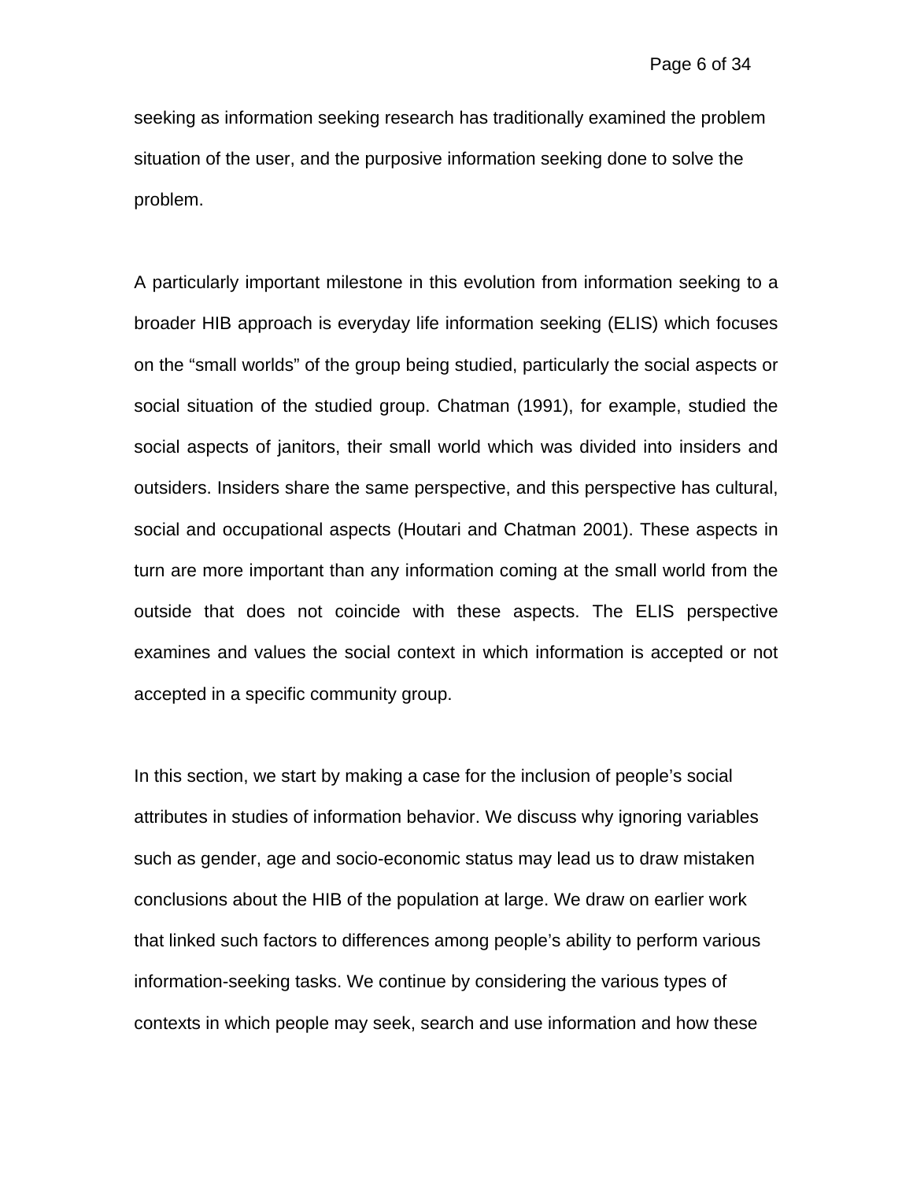seeking as information seeking research has traditionally examined the problem situation of the user, and the purposive information seeking done to solve the problem.

A particularly important milestone in this evolution from information seeking to a broader HIB approach is everyday life information seeking (ELIS) which focuses on the "small worlds" of the group being studied, particularly the social aspects or social situation of the studied group. Chatman (1991), for example, studied the social aspects of janitors, their small world which was divided into insiders and outsiders. Insiders share the same perspective, and this perspective has cultural, social and occupational aspects (Houtari and Chatman 2001). These aspects in turn are more important than any information coming at the small world from the outside that does not coincide with these aspects. The ELIS perspective examines and values the social context in which information is accepted or not accepted in a specific community group.

In this section, we start by making a case for the inclusion of people's social attributes in studies of information behavior. We discuss why ignoring variables such as gender, age and socio-economic status may lead us to draw mistaken conclusions about the HIB of the population at large. We draw on earlier work that linked such factors to differences among people's ability to perform various information-seeking tasks. We continue by considering the various types of contexts in which people may seek, search and use information and how these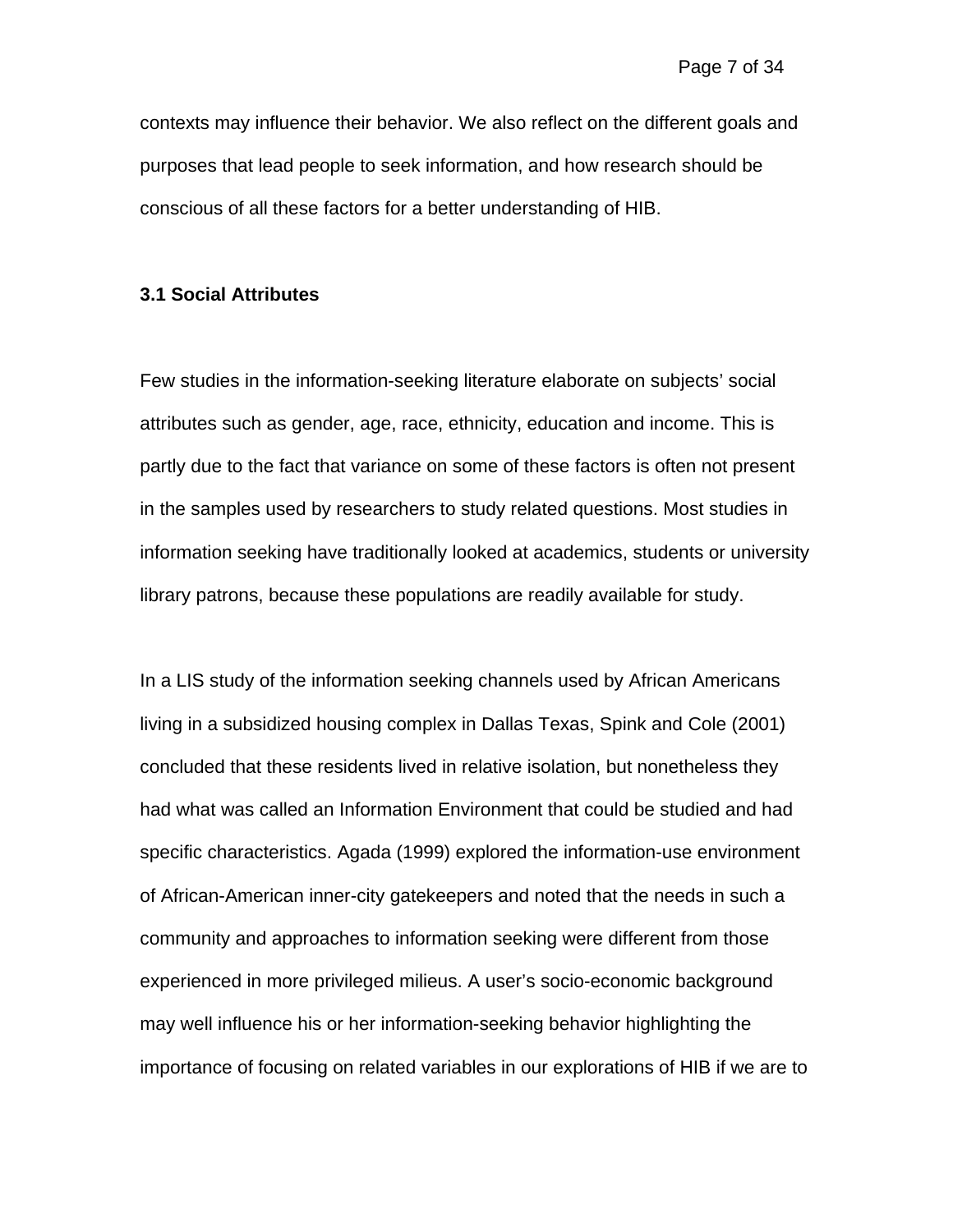contexts may influence their behavior. We also reflect on the different goals and purposes that lead people to seek information, and how research should be conscious of all these factors for a better understanding of HIB.

### 3.1 Social Attributes

Few studies in the information-seeking literature elaborate on subjects' social attributes such as gender, age, race, ethnicity, education and income. This is partly due to the fact that variance on some of these factors is often not present in the samples used by researchers to study related questions. Most studies in information seeking have traditionally looked at academics, students or university library patrons, because these populations are readily available for study.

In a LIS study of the information seeking channels used by African Americans living in a subsidized housing complex in Dallas Texas, Spink and Cole (2001) concluded that these residents lived in relative isolation, but nonetheless they had what was called an Information Environment that could be studied and had specific characteristics. Agada (1999) explored the information-use environment of African-American inner-city gatekeepers and noted that the needs in such a community and approaches to information seeking were different from those experienced in more privileged milieus. A user's socio-economic background may well influence his or her information-seeking behavior highlighting the importance of focusing on related variables in our explorations of HIB if we are to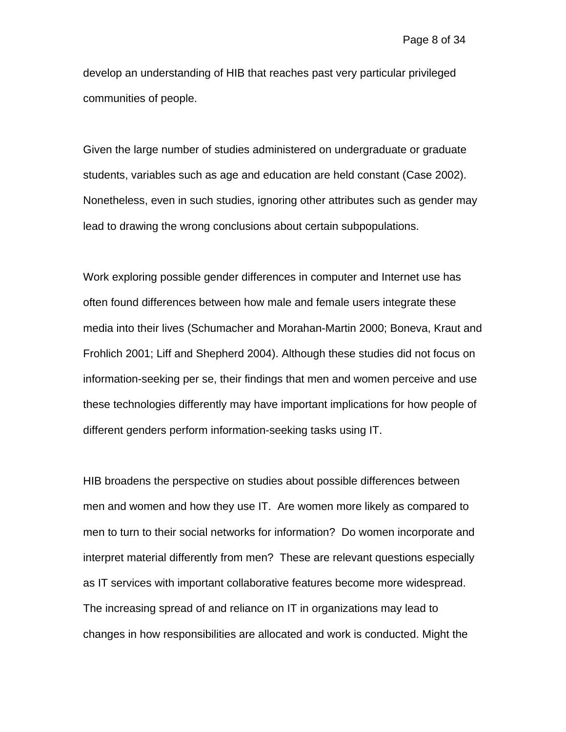develop an understanding of HIB that reaches past very particular privileged communities of people.

Given the large number of studies administered on undergraduate or graduate students, variables such as age and education are held constant (Case 2002). Nonetheless, even in such studies, ignoring other attributes such as gender may lead to drawing the wrong conclusions about certain subpopulations.

Work exploring possible gender differences in computer and Internet use has often found differences between how male and female users integrate these media into their lives (Schumacher and Morahan-Martin 2000; Boneva, Kraut and Frohlich 2001; Liff and Shepherd 2004). Although these studies did not focus on information-seeking per se, their findings that men and women perceive and use these technologies differently may have important implications for how people of different genders perform information-seeking tasks using IT.

HIB broadens the perspective on studies about possible differences between men and women and how they use IT. Are women more likely as compared to men to turn to their social networks for information? Do women incorporate and interpret material differently from men? These are relevant questions especially as IT services with important collaborative features become more widespread. The increasing spread of and reliance on IT in organizations may lead to changes in how responsibilities are allocated and work is conducted. Might the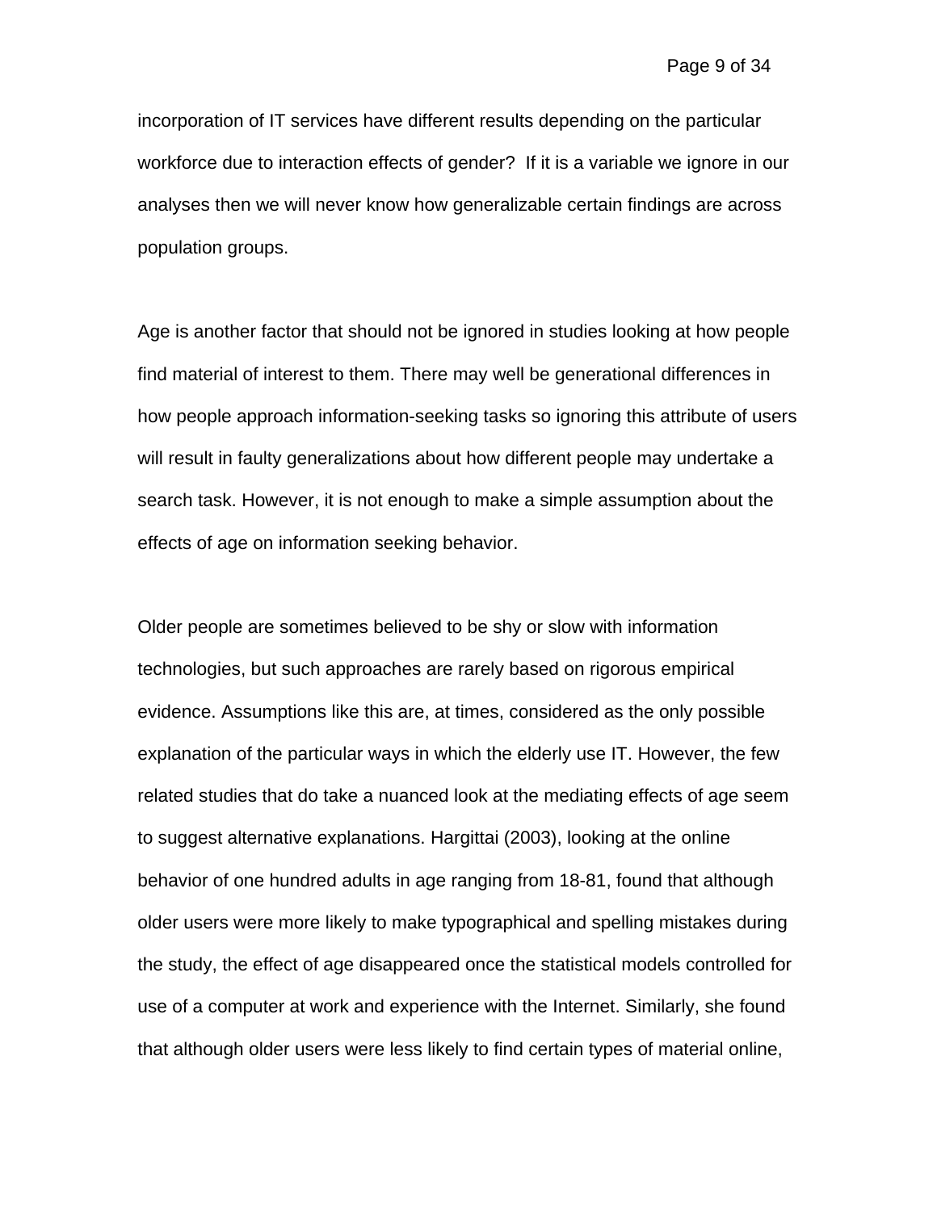incorporation of IT services have different results depending on the particular workforce due to interaction effects of gender? If it is a variable we ignore in our analyses then we will never know how generalizable certain findings are across population groups.

Age is another factor that should not be ignored in studies looking at how people find material of interest to them. There may well be generational differences in how people approach information-seeking tasks so ignoring this attribute of users will result in faulty generalizations about how different people may undertake a search task. However, it is not enough to make a simple assumption about the effects of age on information seeking behavior.

Older people are sometimes believed to be shy or slow with information technologies, but such approaches are rarely based on rigorous empirical evidence. Assumptions like this are, at times, considered as the only possible explanation of the particular ways in which the elderly use IT. However, the few related studies that do take a nuanced look at the mediating effects of age seem to suggest alternative explanations. Hargittai (2003), looking at the online behavior of one hundred adults in age ranging from 18-81, found that although older users were more likely to make typographical and spelling mistakes during the study, the effect of age disappeared once the statistical models controlled for use of a computer at work and experience with the Internet. Similarly, she found that although older users were less likely to find certain types of material online,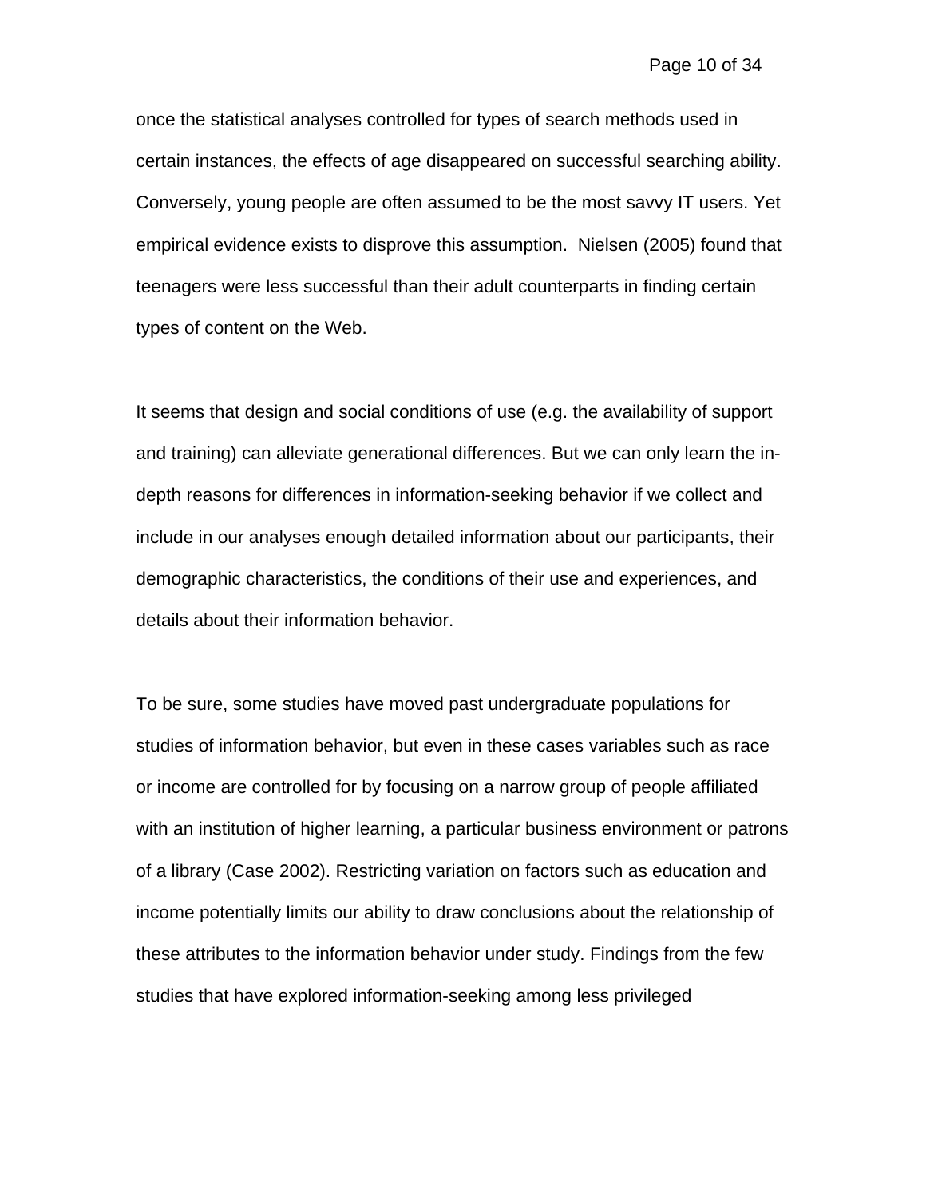once the statistical analyses controlled for types of search methods used in certain instances, the effects of age disappeared on successful searching ability. Conversely, young people are often assumed to be the most savvy IT users. Yet empirical evidence exists to disprove this assumption.  Nielsen (2005) found that teenagers were less successful than their adult counterparts in finding certain types of content on the Web.

It seems that design and social conditions of use (e.g. the availability of support and training) can alleviate generational differences. But we can only learn the in-depth reasons for differences in information-seeking behavior if we collect and include in our analyses enough detailed information about our participants, their demographic characteristics, the conditions of their use and experiences, and details about their information behavior.

To be sure, some studies have moved past undergraduate populations for studies of information behavior, but even in these cases variables such as race or income are controlled for by focusing on a narrow group of people affiliated with an institution of higher learning, a particular business environment or patrons of a library (Case 2002). Restricting variation on factors such as education and income potentially limits our ability to draw conclusions about the relationship of these attributes to the information behavior under study. Findings from the few studies that have explored information-seeking among less privileged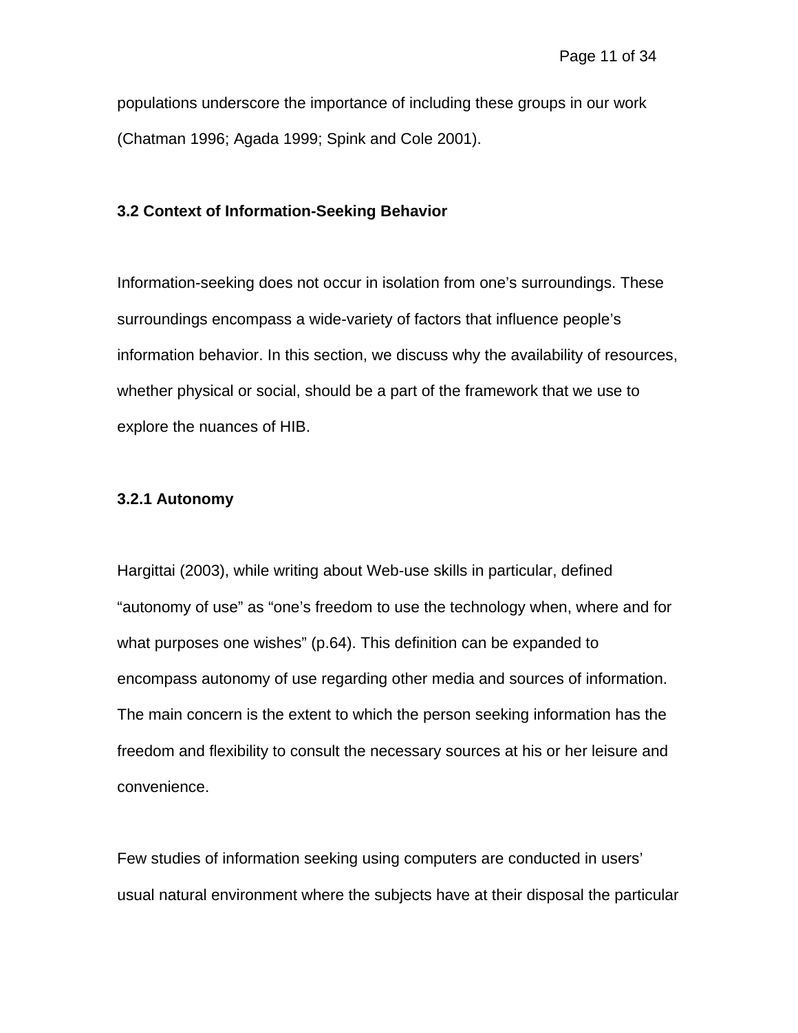populations underscore the importance of including these groups in our work (Chatman 1996; Agada 1999; Spink and Cole 2001).

### 3.2 Context of Information-Seeking Behavior

Information-seeking does not occur in isolation from one's surroundings. These surroundings encompass a wide-variety of factors that influence people's information behavior. In this section, we discuss why the availability of resources, whether physical or social, should be a part of the framework that we use to explore the nuances of HIB.

#### 3.2.1 Autonomy

Hargittai (2003), while writing about Web-use skills in particular, defined "autonomy of use" as "one's freedom to use the technology when, where and for what purposes one wishes" (p.64). This definition can be expanded to encompass autonomy of use regarding other media and sources of information. The main concern is the extent to which the person seeking information has the freedom and flexibility to consult the necessary sources at his or her leisure and convenience.

Few studies of information seeking using computers are conducted in users' usual natural environment where the subjects have at their disposal the particular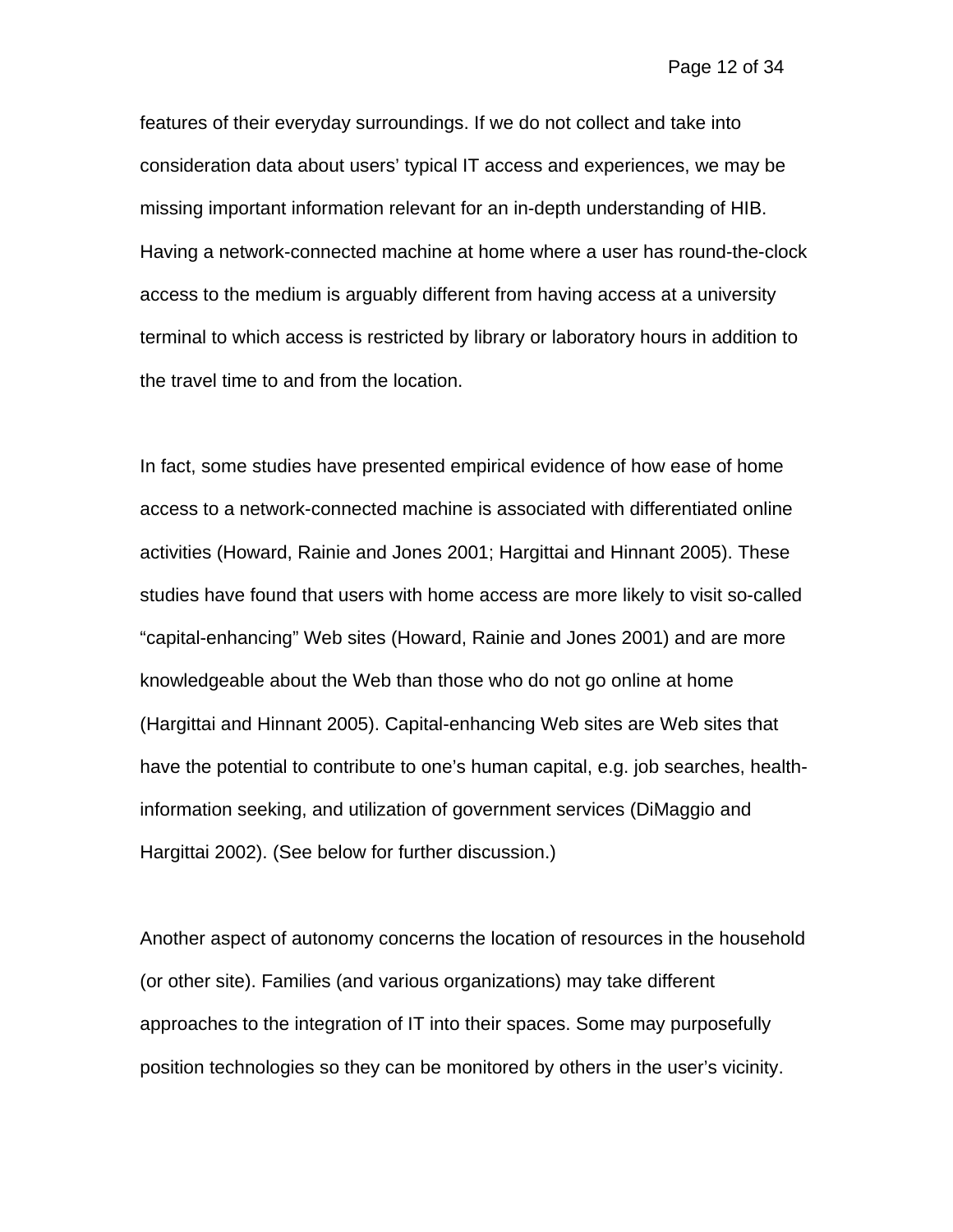features of their everyday surroundings. If we do not collect and take into consideration data about users' typical IT access and experiences, we may be missing important information relevant for an in-depth understanding of HIB. Having a network-connected machine at home where a user has round-the-clock access to the medium is arguably different from having access at a university terminal to which access is restricted by library or laboratory hours in addition to the travel time to and from the location.

In fact, some studies have presented empirical evidence of how ease of home access to a network-connected machine is associated with differentiated online activities (Howard, Rainie and Jones 2001; Hargittai and Hinnant 2005). These studies have found that users with home access are more likely to visit so-called "capital-enhancing" Web sites (Howard, Rainie and Jones 2001) and are more knowledgeable about the Web than those who do not go online at home (Hargittai and Hinnant 2005). Capital-enhancing Web sites are Web sites that have the potential to contribute to one's human capital, e.g. job searches, health-information seeking, and utilization of government services (DiMaggio and Hargittai 2002). (See below for further discussion.)

Another aspect of autonomy concerns the location of resources in the household (or other site). Families (and various organizations) may take different approaches to the integration of IT into their spaces. Some may purposefully position technologies so they can be monitored by others in the user's vicinity.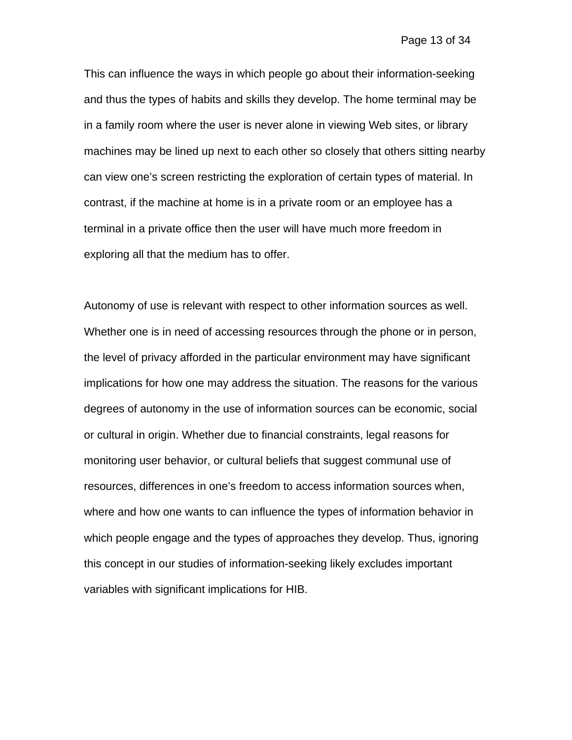This can influence the ways in which people go about their information-seeking and thus the types of habits and skills they develop. The home terminal may be in a family room where the user is never alone in viewing Web sites, or library machines may be lined up next to each other so closely that others sitting nearby can view one's screen restricting the exploration of certain types of material. In contrast, if the machine at home is in a private room or an employee has a terminal in a private office then the user will have much more freedom in exploring all that the medium has to offer.

Autonomy of use is relevant with respect to other information sources as well. Whether one is in need of accessing resources through the phone or in person, the level of privacy afforded in the particular environment may have significant implications for how one may address the situation. The reasons for the various degrees of autonomy in the use of information sources can be economic, social or cultural in origin. Whether due to financial constraints, legal reasons for monitoring user behavior, or cultural beliefs that suggest communal use of resources, differences in one's freedom to access information sources when, where and how one wants to can influence the types of information behavior in which people engage and the types of approaches they develop. Thus, ignoring this concept in our studies of information-seeking likely excludes important variables with significant implications for HIB.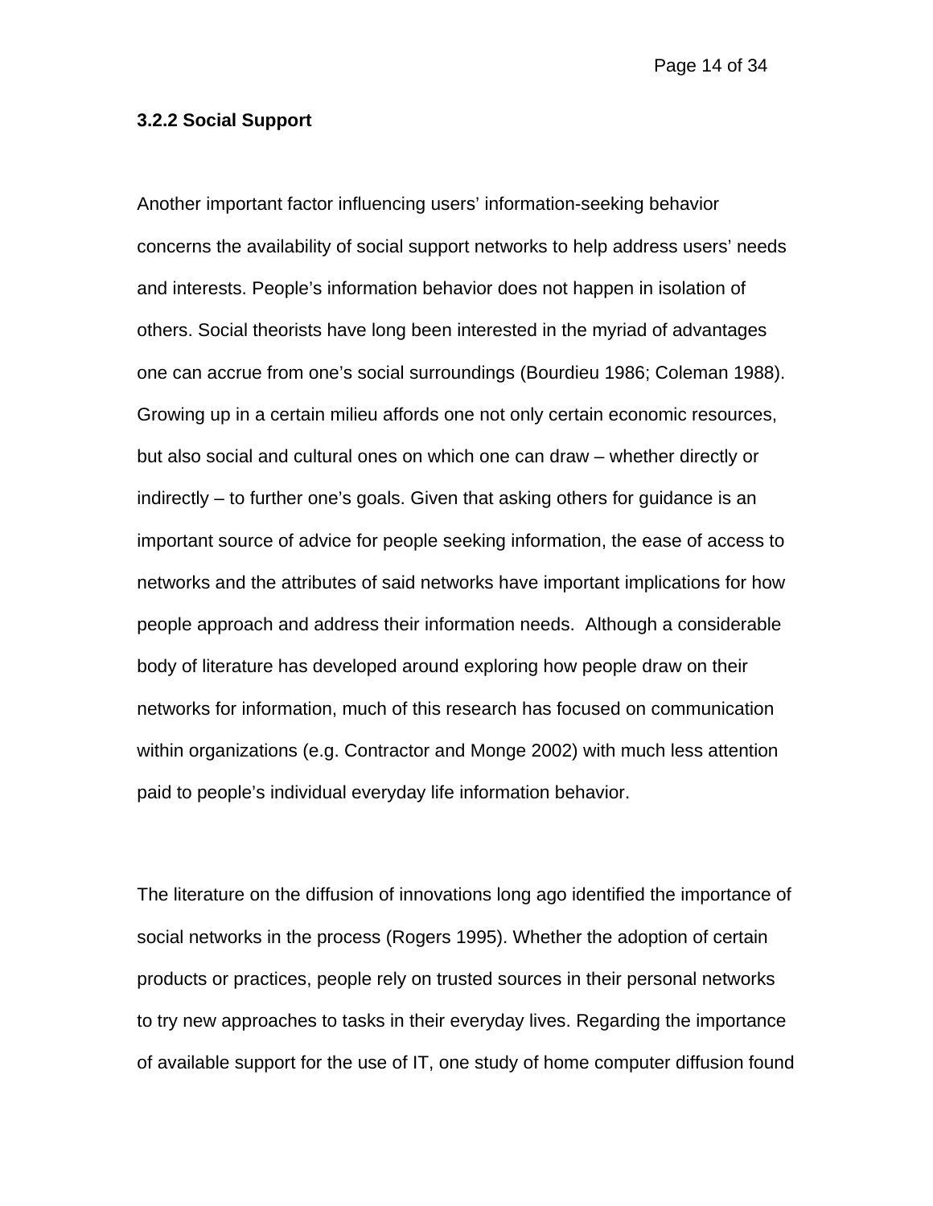### 3.2.2 Social Support

Another important factor influencing users' information-seeking behavior concerns the availability of social support networks to help address users' needs and interests. People's information behavior does not happen in isolation of others. Social theorists have long been interested in the myriad of advantages one can accrue from one's social surroundings (Bourdieu 1986; Coleman 1988). Growing up in a certain milieu affords one not only certain economic resources, but also social and cultural ones on which one can draw – whether directly or indirectly – to further one's goals. Given that asking others for guidance is an important source of advice for people seeking information, the ease of access to networks and the attributes of said networks have important implications for how people approach and address their information needs. Although a considerable body of literature has developed around exploring how people draw on their networks for information, much of this research has focused on communication within organizations (e.g. Contractor and Monge 2002) with much less attention paid to people's individual everyday life information behavior.

The literature on the diffusion of innovations long ago identified the importance of social networks in the process (Rogers 1995). Whether the adoption of certain products or practices, people rely on trusted sources in their personal networks to try new approaches to tasks in their everyday lives. Regarding the importance of available support for the use of IT, one study of home computer diffusion found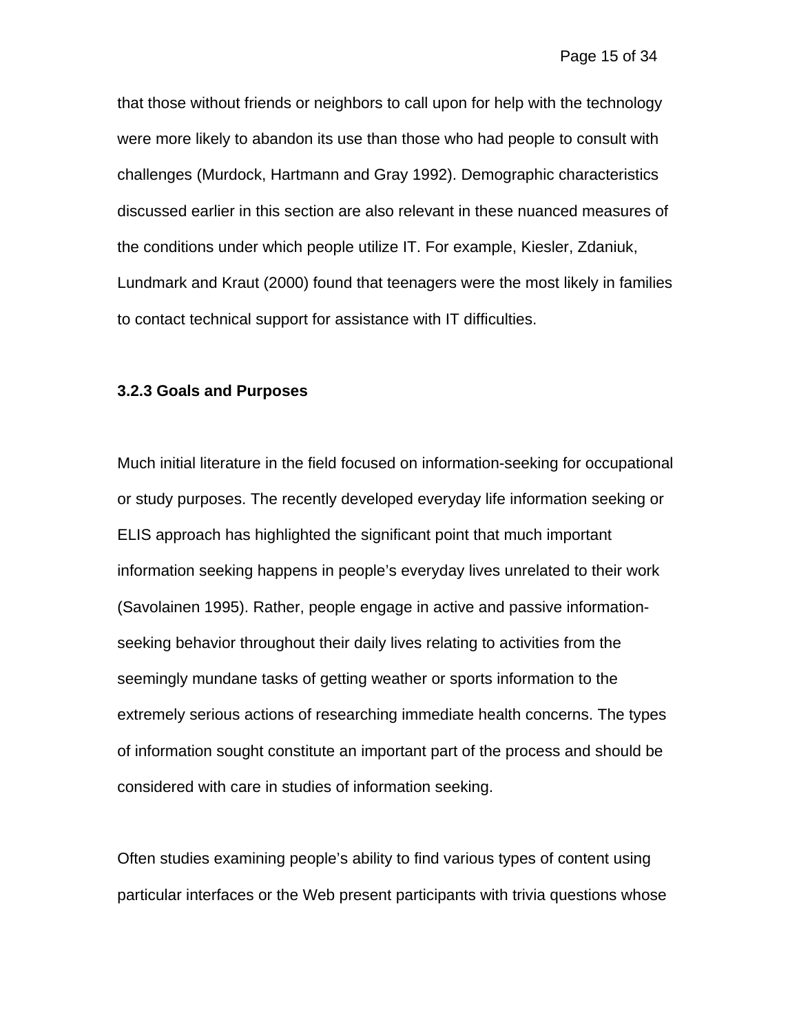that those without friends or neighbors to call upon for help with the technology were more likely to abandon its use than those who had people to consult with challenges (Murdock, Hartmann and Gray 1992). Demographic characteristics discussed earlier in this section are also relevant in these nuanced measures of the conditions under which people utilize IT. For example, Kiesler, Zdaniuk, Lundmark and Kraut (2000) found that teenagers were the most likely in families to contact technical support for assistance with IT difficulties.

### 3.2.3 Goals and Purposes

Much initial literature in the field focused on information-seeking for occupational or study purposes. The recently developed everyday life information seeking or ELIS approach has highlighted the significant point that much important information seeking happens in people's everyday lives unrelated to their work (Savolainen 1995). Rather, people engage in active and passive information-seeking behavior throughout their daily lives relating to activities from the seemingly mundane tasks of getting weather or sports information to the extremely serious actions of researching immediate health concerns. The types of information sought constitute an important part of the process and should be considered with care in studies of information seeking.

Often studies examining people's ability to find various types of content using particular interfaces or the Web present participants with trivia questions whose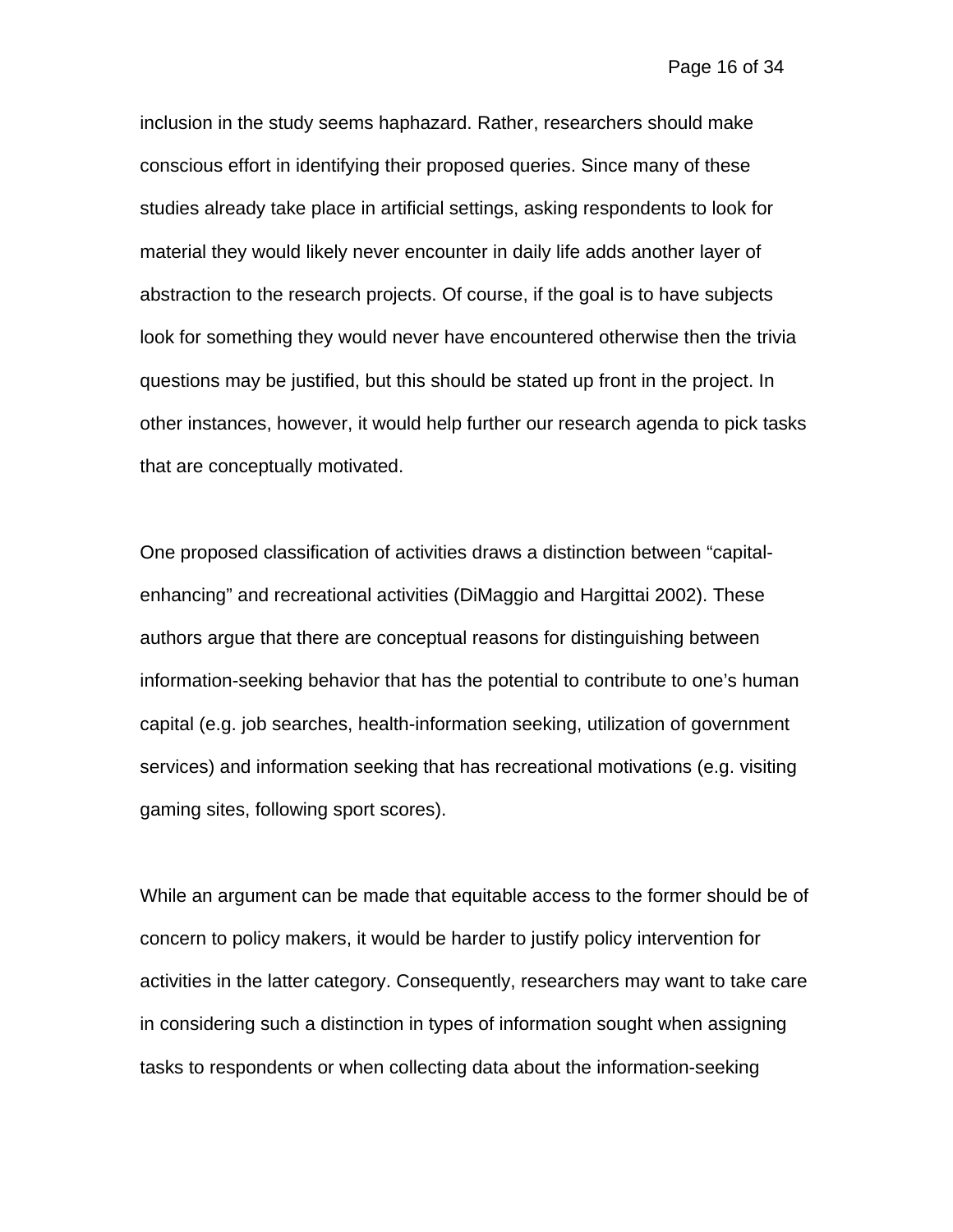inclusion in the study seems haphazard. Rather, researchers should make conscious effort in identifying their proposed queries. Since many of these studies already take place in artificial settings, asking respondents to look for material they would likely never encounter in daily life adds another layer of abstraction to the research projects. Of course, if the goal is to have subjects look for something they would never have encountered otherwise then the trivia questions may be justified, but this should be stated up front in the project. In other instances, however, it would help further our research agenda to pick tasks that are conceptually motivated.

One proposed classification of activities draws a distinction between "capital-enhancing" and recreational activities (DiMaggio and Hargittai 2002). These authors argue that there are conceptual reasons for distinguishing between information-seeking behavior that has the potential to contribute to one's human capital (e.g. job searches, health-information seeking, utilization of government services) and information seeking that has recreational motivations (e.g. visiting gaming sites, following sport scores).

While an argument can be made that equitable access to the former should be of concern to policy makers, it would be harder to justify policy intervention for activities in the latter category. Consequently, researchers may want to take care in considering such a distinction in types of information sought when assigning tasks to respondents or when collecting data about the information-seeking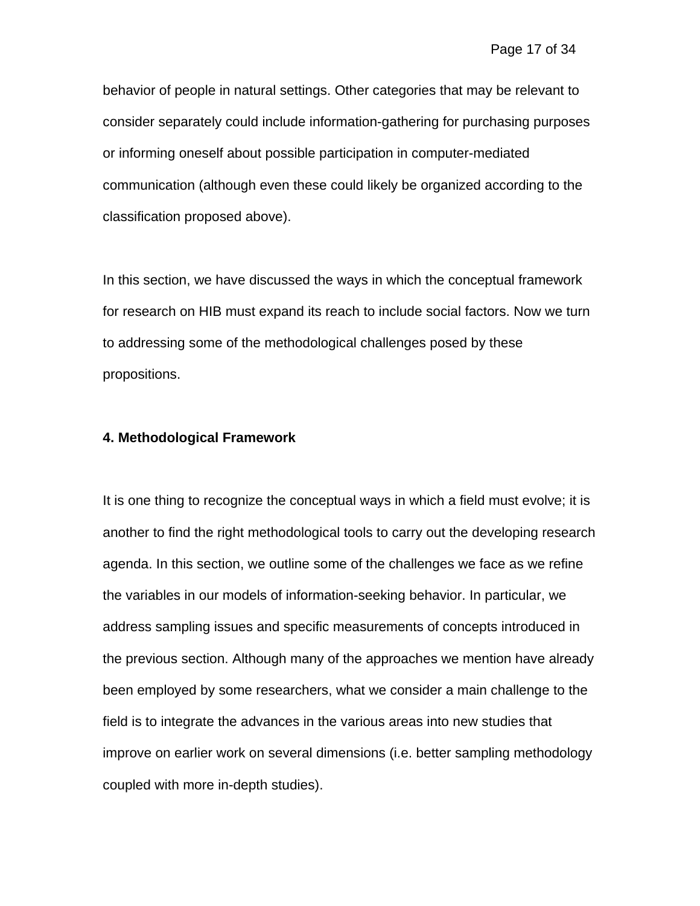behavior of people in natural settings. Other categories that may be relevant to consider separately could include information-gathering for purchasing purposes or informing oneself about possible participation in computer-mediated communication (although even these could likely be organized according to the classification proposed above).

In this section, we have discussed the ways in which the conceptual framework for research on HIB must expand its reach to include social factors. Now we turn to addressing some of the methodological challenges posed by these propositions.

## 4. Methodological Framework

It is one thing to recognize the conceptual ways in which a field must evolve; it is another to find the right methodological tools to carry out the developing research agenda. In this section, we outline some of the challenges we face as we refine the variables in our models of information-seeking behavior. In particular, we address sampling issues and specific measurements of concepts introduced in the previous section. Although many of the approaches we mention have already been employed by some researchers, what we consider a main challenge to the field is to integrate the advances in the various areas into new studies that improve on earlier work on several dimensions (i.e. better sampling methodology coupled with more in-depth studies).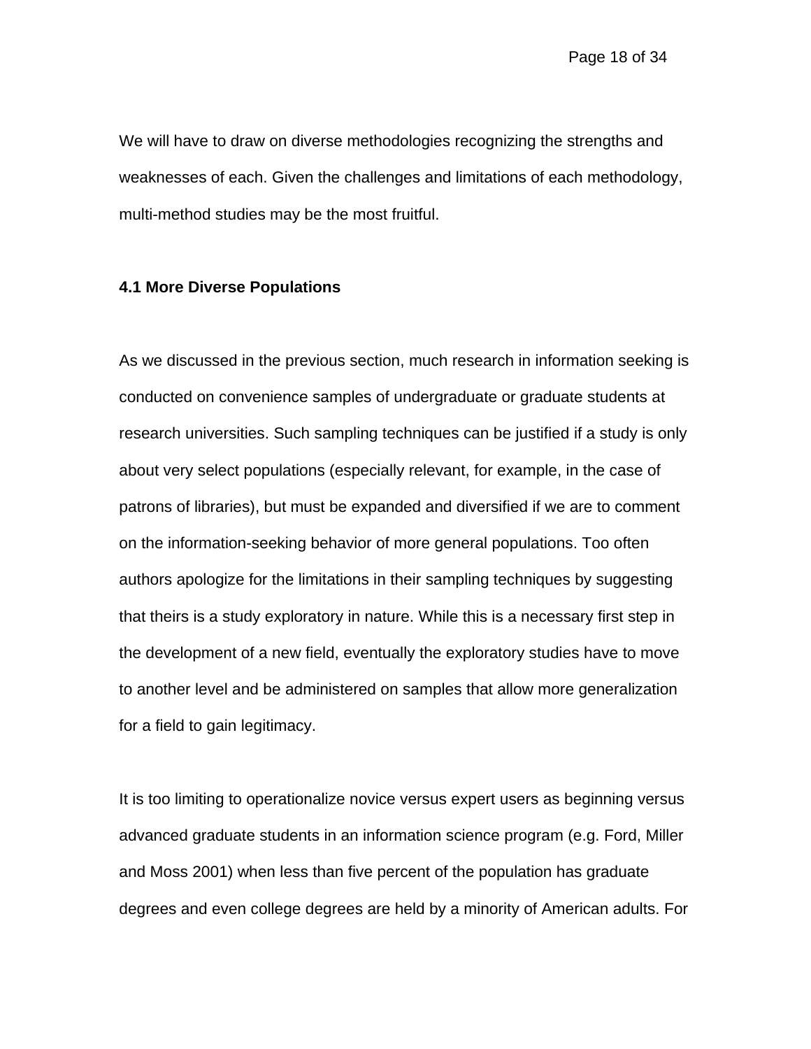We will have to draw on diverse methodologies recognizing the strengths and weaknesses of each. Given the challenges and limitations of each methodology, multi-method studies may be the most fruitful.

### 4.1 More Diverse Populations

As we discussed in the previous section, much research in information seeking is conducted on convenience samples of undergraduate or graduate students at research universities. Such sampling techniques can be justified if a study is only about very select populations (especially relevant, for example, in the case of patrons of libraries), but must be expanded and diversified if we are to comment on the information-seeking behavior of more general populations. Too often authors apologize for the limitations in their sampling techniques by suggesting that theirs is a study exploratory in nature. While this is a necessary first step in the development of a new field, eventually the exploratory studies have to move to another level and be administered on samples that allow more generalization for a field to gain legitimacy.

It is too limiting to operationalize novice versus expert users as beginning versus advanced graduate students in an information science program (e.g. Ford, Miller and Moss 2001) when less than five percent of the population has graduate degrees and even college degrees are held by a minority of American adults. For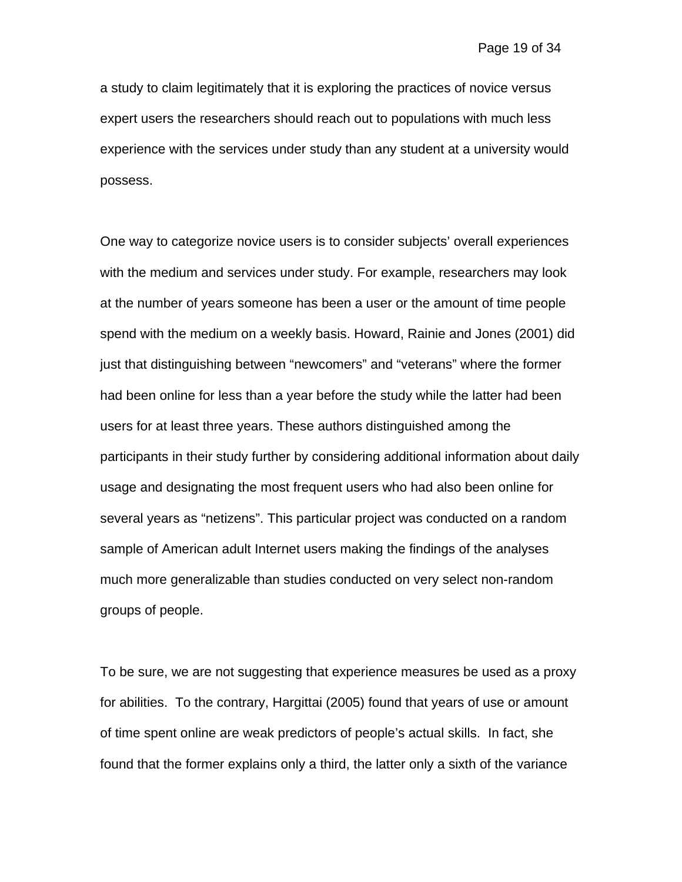a study to claim legitimately that it is exploring the practices of novice versus expert users the researchers should reach out to populations with much less experience with the services under study than any student at a university would possess.

One way to categorize novice users is to consider subjects' overall experiences with the medium and services under study. For example, researchers may look at the number of years someone has been a user or the amount of time people spend with the medium on a weekly basis. Howard, Rainie and Jones (2001) did just that distinguishing between "newcomers" and "veterans" where the former had been online for less than a year before the study while the latter had been users for at least three years. These authors distinguished among the participants in their study further by considering additional information about daily usage and designating the most frequent users who had also been online for several years as "netizens". This particular project was conducted on a random sample of American adult Internet users making the findings of the analyses much more generalizable than studies conducted on very select non-random groups of people.

To be sure, we are not suggesting that experience measures be used as a proxy for abilities. To the contrary, Hargittai (2005) found that years of use or amount of time spent online are weak predictors of people's actual skills. In fact, she found that the former explains only a third, the latter only a sixth of the variance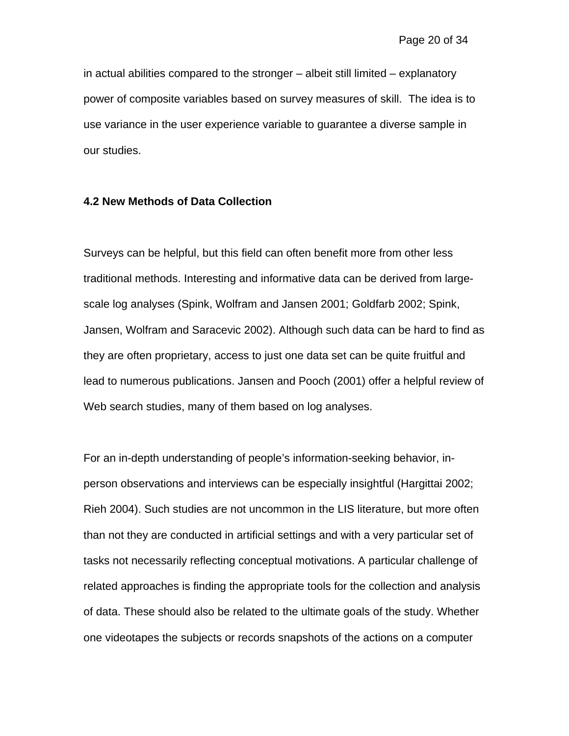in actual abilities compared to the stronger – albeit still limited – explanatory power of composite variables based on survey measures of skill.  The idea is to use variance in the user experience variable to guarantee a diverse sample in our studies.

### 4.2 New Methods of Data Collection

Surveys can be helpful, but this field can often benefit more from other less traditional methods. Interesting and informative data can be derived from large-scale log analyses (Spink, Wolfram and Jansen 2001; Goldfarb 2002; Spink, Jansen, Wolfram and Saracevic 2002). Although such data can be hard to find as they are often proprietary, access to just one data set can be quite fruitful and lead to numerous publications. Jansen and Pooch (2001) offer a helpful review of Web search studies, many of them based on log analyses.

For an in-depth understanding of people's information-seeking behavior, in-person observations and interviews can be especially insightful (Hargittai 2002; Rieh 2004). Such studies are not uncommon in the LIS literature, but more often than not they are conducted in artificial settings and with a very particular set of tasks not necessarily reflecting conceptual motivations. A particular challenge of related approaches is finding the appropriate tools for the collection and analysis of data. These should also be related to the ultimate goals of the study. Whether one videotapes the subjects or records snapshots of the actions on a computer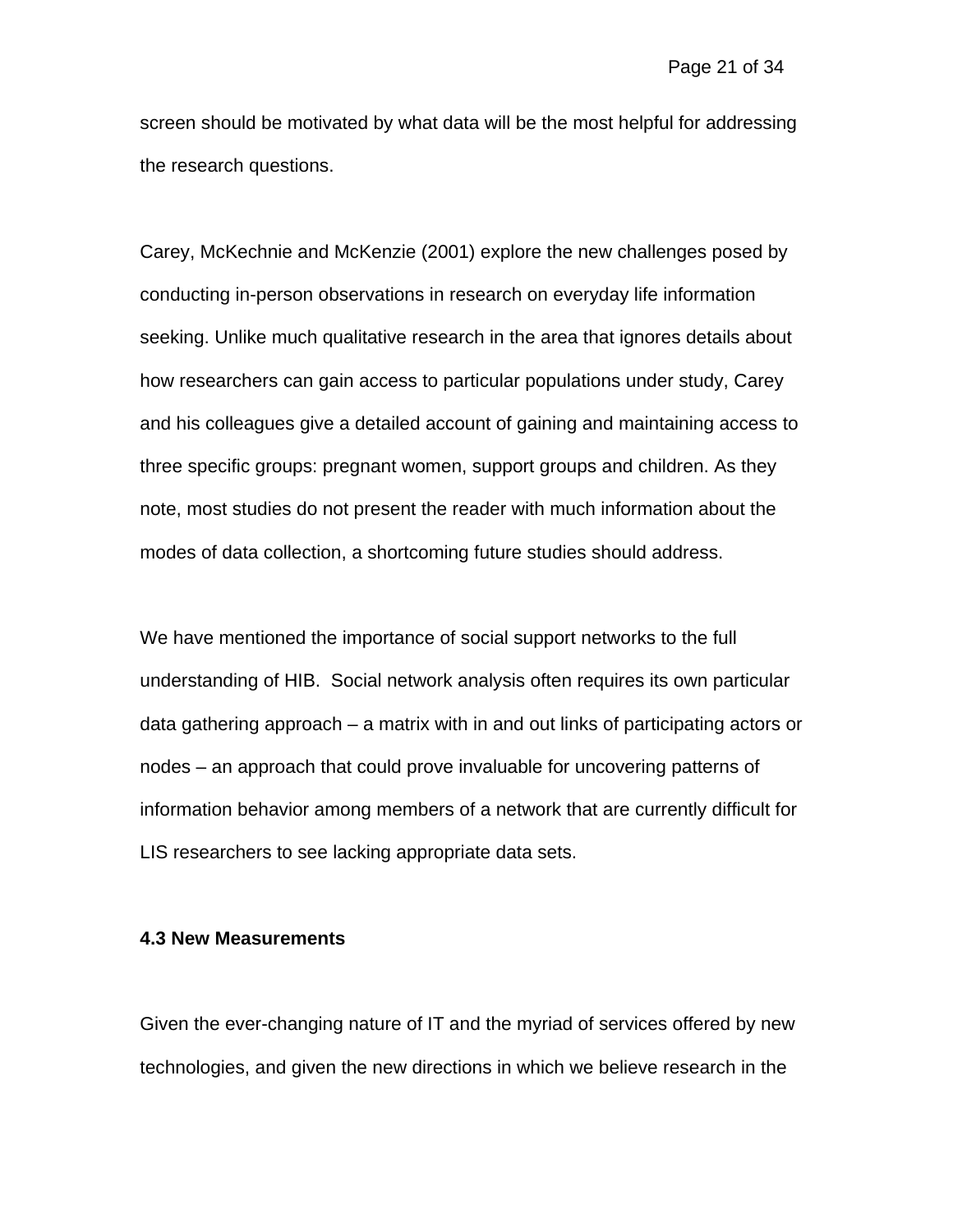screen should be motivated by what data will be the most helpful for addressing the research questions.

Carey, McKechnie and McKenzie (2001) explore the new challenges posed by conducting in-person observations in research on everyday life information seeking. Unlike much qualitative research in the area that ignores details about how researchers can gain access to particular populations under study, Carey and his colleagues give a detailed account of gaining and maintaining access to three specific groups: pregnant women, support groups and children. As they note, most studies do not present the reader with much information about the modes of data collection, a shortcoming future studies should address.

We have mentioned the importance of social support networks to the full understanding of HIB. Social network analysis often requires its own particular data gathering approach – a matrix with in and out links of participating actors or nodes – an approach that could prove invaluable for uncovering patterns of information behavior among members of a network that are currently difficult for LIS researchers to see lacking appropriate data sets.

### 4.3 New Measurements

Given the ever-changing nature of IT and the myriad of services offered by new technologies, and given the new directions in which we believe research in the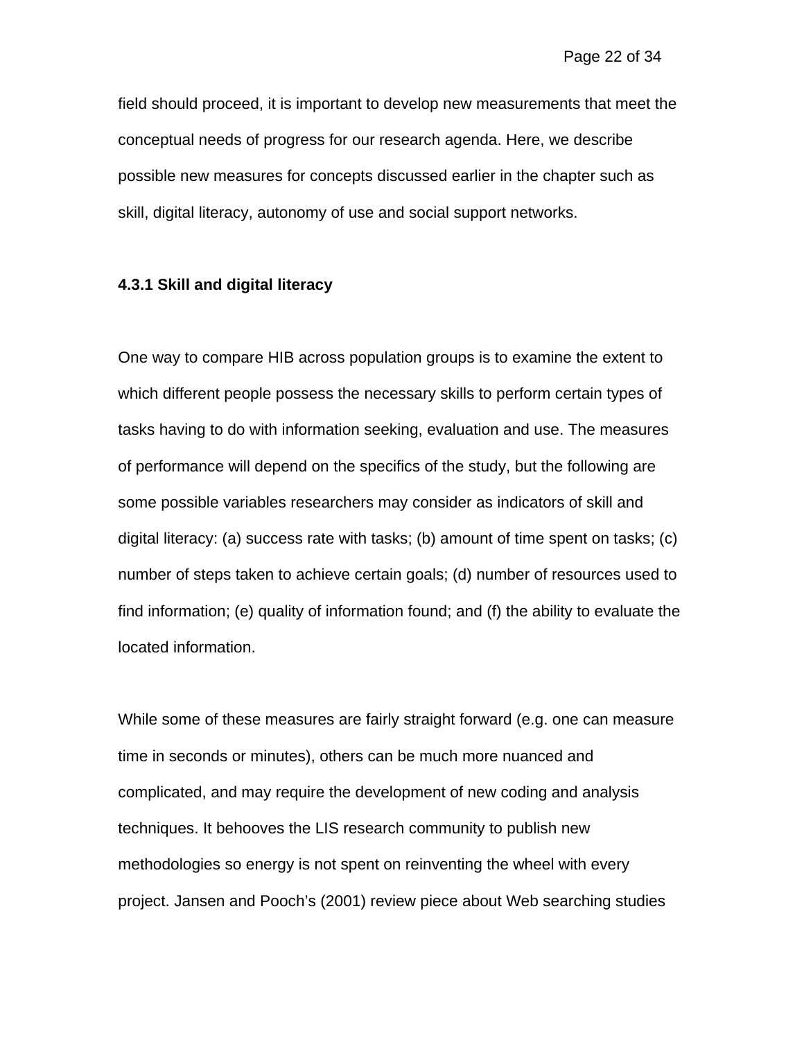field should proceed, it is important to develop new measurements that meet the conceptual needs of progress for our research agenda. Here, we describe possible new measures for concepts discussed earlier in the chapter such as skill, digital literacy, autonomy of use and social support networks.

#### 4.3.1 Skill and digital literacy

One way to compare HIB across population groups is to examine the extent to which different people possess the necessary skills to perform certain types of tasks having to do with information seeking, evaluation and use. The measures of performance will depend on the specifics of the study, but the following are some possible variables researchers may consider as indicators of skill and digital literacy: (a) success rate with tasks; (b) amount of time spent on tasks; (c) number of steps taken to achieve certain goals; (d) number of resources used to find information; (e) quality of information found; and (f) the ability to evaluate the located information.

While some of these measures are fairly straight forward (e.g. one can measure time in seconds or minutes), others can be much more nuanced and complicated, and may require the development of new coding and analysis techniques. It behooves the LIS research community to publish new methodologies so energy is not spent on reinventing the wheel with every project. Jansen and Pooch's (2001) review piece about Web searching studies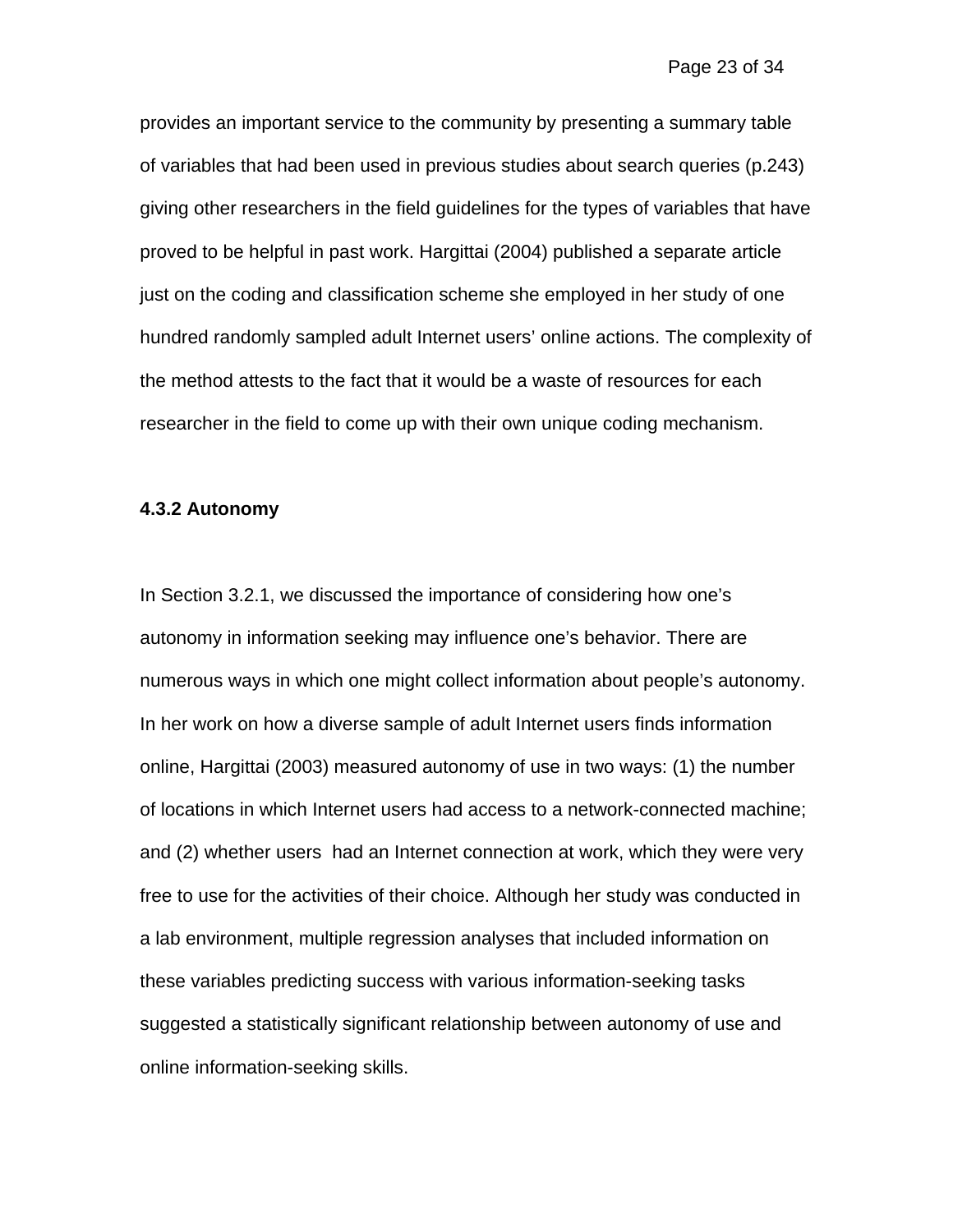provides an important service to the community by presenting a summary table of variables that had been used in previous studies about search queries (p.243) giving other researchers in the field guidelines for the types of variables that have proved to be helpful in past work. Hargittai (2004) published a separate article just on the coding and classification scheme she employed in her study of one hundred randomly sampled adult Internet users' online actions. The complexity of the method attests to the fact that it would be a waste of resources for each researcher in the field to come up with their own unique coding mechanism.

### 4.3.2 Autonomy

In Section 3.2.1, we discussed the importance of considering how one's autonomy in information seeking may influence one's behavior. There are numerous ways in which one might collect information about people's autonomy. In her work on how a diverse sample of adult Internet users finds information online, Hargittai (2003) measured autonomy of use in two ways: (1) the number of locations in which Internet users had access to a network-connected machine; and (2) whether users had an Internet connection at work, which they were very free to use for the activities of their choice. Although her study was conducted in a lab environment, multiple regression analyses that included information on these variables predicting success with various information-seeking tasks suggested a statistically significant relationship between autonomy of use and online information-seeking skills.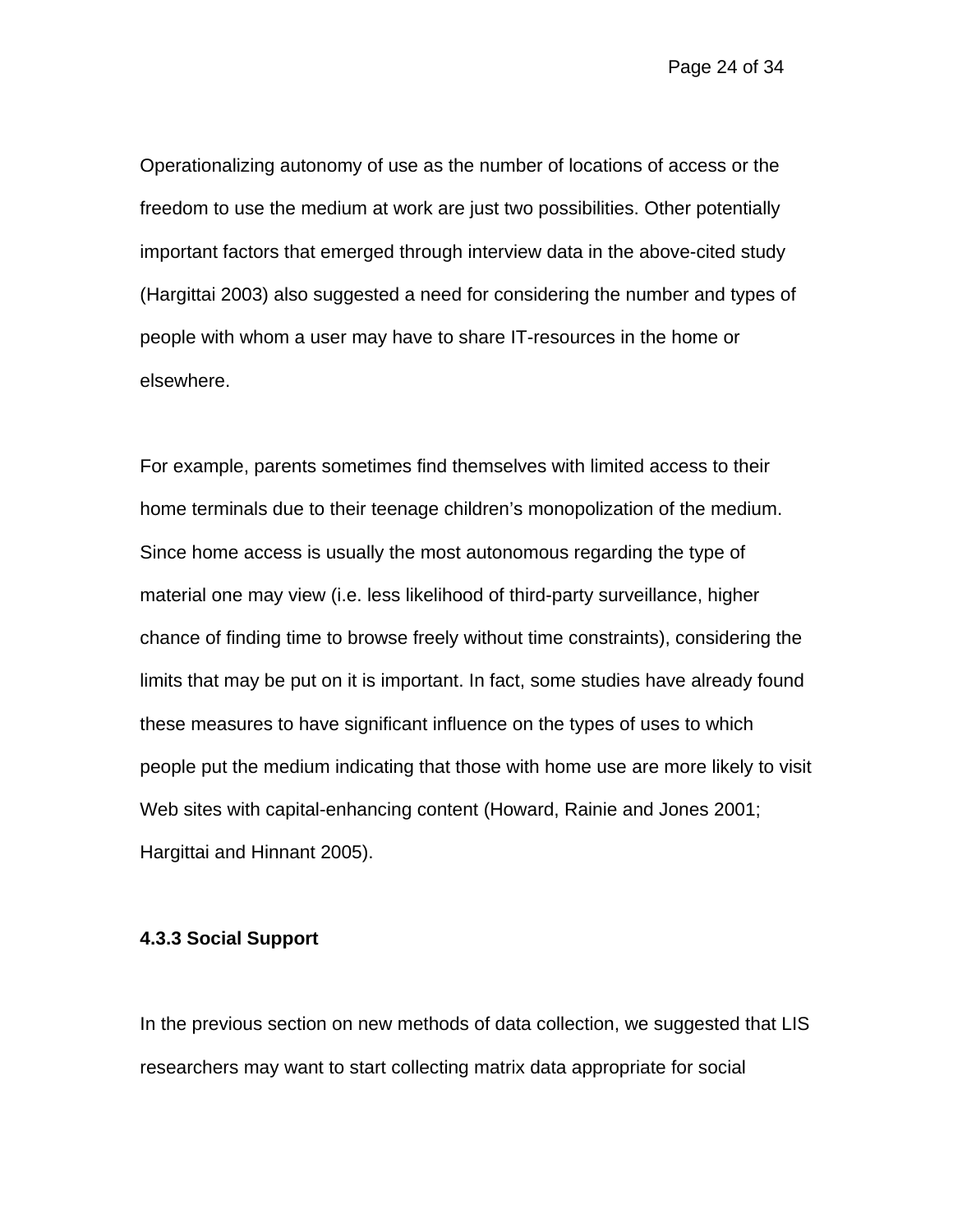Operationalizing autonomy of use as the number of locations of access or the freedom to use the medium at work are just two possibilities. Other potentially important factors that emerged through interview data in the above-cited study (Hargittai 2003) also suggested a need for considering the number and types of people with whom a user may have to share IT-resources in the home or elsewhere.

For example, parents sometimes find themselves with limited access to their home terminals due to their teenage children's monopolization of the medium. Since home access is usually the most autonomous regarding the type of material one may view (i.e. less likelihood of third-party surveillance, higher chance of finding time to browse freely without time constraints), considering the limits that may be put on it is important. In fact, some studies have already found these measures to have significant influence on the types of uses to which people put the medium indicating that those with home use are more likely to visit Web sites with capital-enhancing content (Howard, Rainie and Jones 2001; Hargittai and Hinnant 2005).

### 4.3.3 Social Support

In the previous section on new methods of data collection, we suggested that LIS researchers may want to start collecting matrix data appropriate for social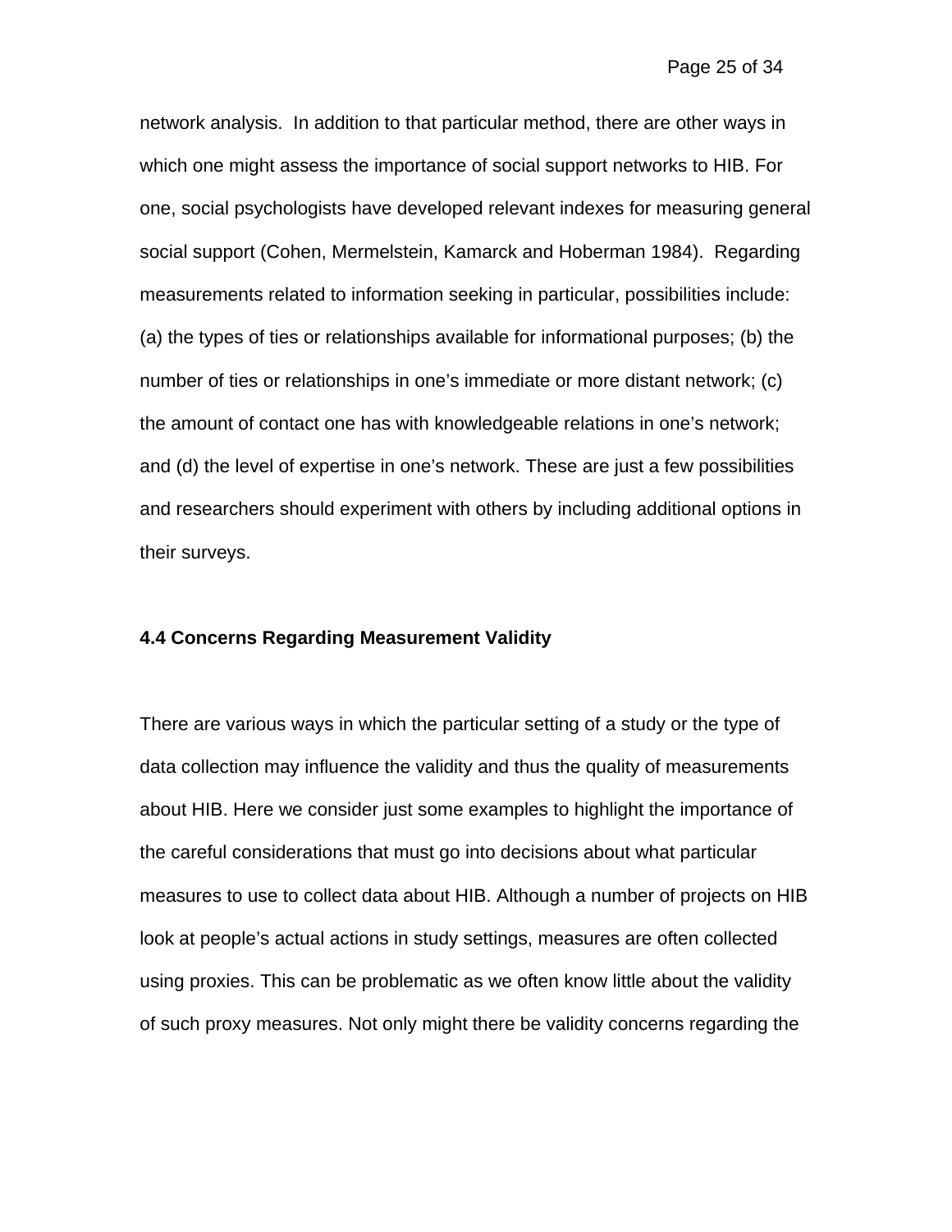network analysis. In addition to that particular method, there are other ways in which one might assess the importance of social support networks to HIB. For one, social psychologists have developed relevant indexes for measuring general social support (Cohen, Mermelstein, Kamarck and Hoberman 1984). Regarding measurements related to information seeking in particular, possibilities include: (a) the types of ties or relationships available for informational purposes; (b) the number of ties or relationships in one's immediate or more distant network; (c) the amount of contact one has with knowledgeable relations in one's network; and (d) the level of expertise in one's network. These are just a few possibilities and researchers should experiment with others by including additional options in their surveys.

### 4.4 Concerns Regarding Measurement Validity

There are various ways in which the particular setting of a study or the type of data collection may influence the validity and thus the quality of measurements about HIB. Here we consider just some examples to highlight the importance of the careful considerations that must go into decisions about what particular measures to use to collect data about HIB. Although a number of projects on HIB look at people's actual actions in study settings, measures are often collected using proxies. This can be problematic as we often know little about the validity of such proxy measures. Not only might there be validity concerns regarding the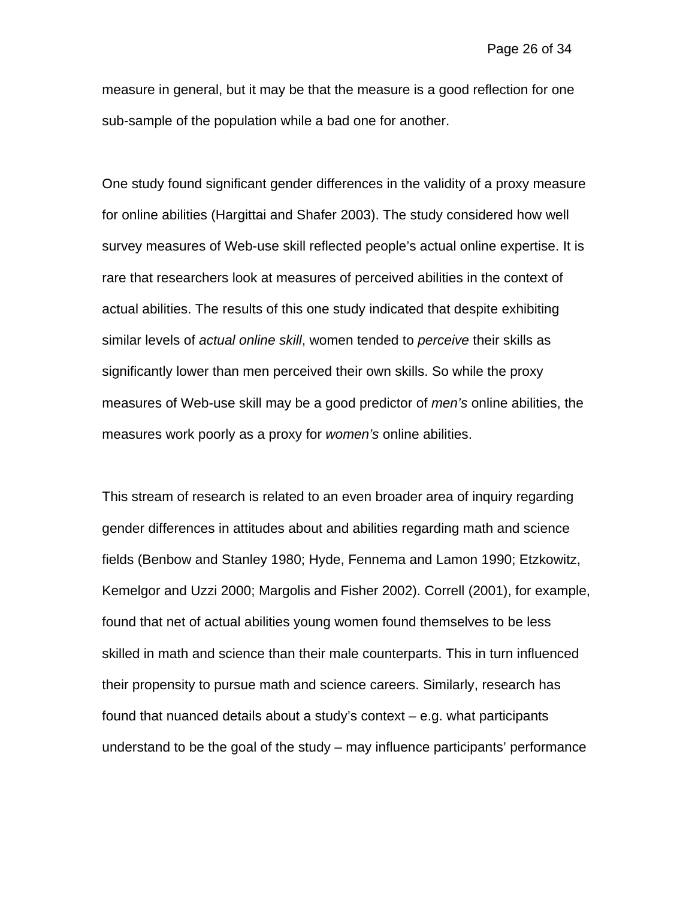measure in general, but it may be that the measure is a good reflection for one sub-sample of the population while a bad one for another.

One study found significant gender differences in the validity of a proxy measure for online abilities (Hargittai and Shafer 2003). The study considered how well survey measures of Web-use skill reflected people's actual online expertise. It is rare that researchers look at measures of perceived abilities in the context of actual abilities. The results of this one study indicated that despite exhibiting similar levels of *actual online skill*, women tended to *perceive* their skills as significantly lower than men perceived their own skills. So while the proxy measures of Web-use skill may be a good predictor of *men's* online abilities, the measures work poorly as a proxy for *women's* online abilities.

This stream of research is related to an even broader area of inquiry regarding gender differences in attitudes about and abilities regarding math and science fields (Benbow and Stanley 1980; Hyde, Fennema and Lamon 1990; Etzkowitz, Kemelgor and Uzzi 2000; Margolis and Fisher 2002). Correll (2001), for example, found that net of actual abilities young women found themselves to be less skilled in math and science than their male counterparts. This in turn influenced their propensity to pursue math and science careers. Similarly, research has found that nuanced details about a study's context – e.g. what participants understand to be the goal of the study – may influence participants' performance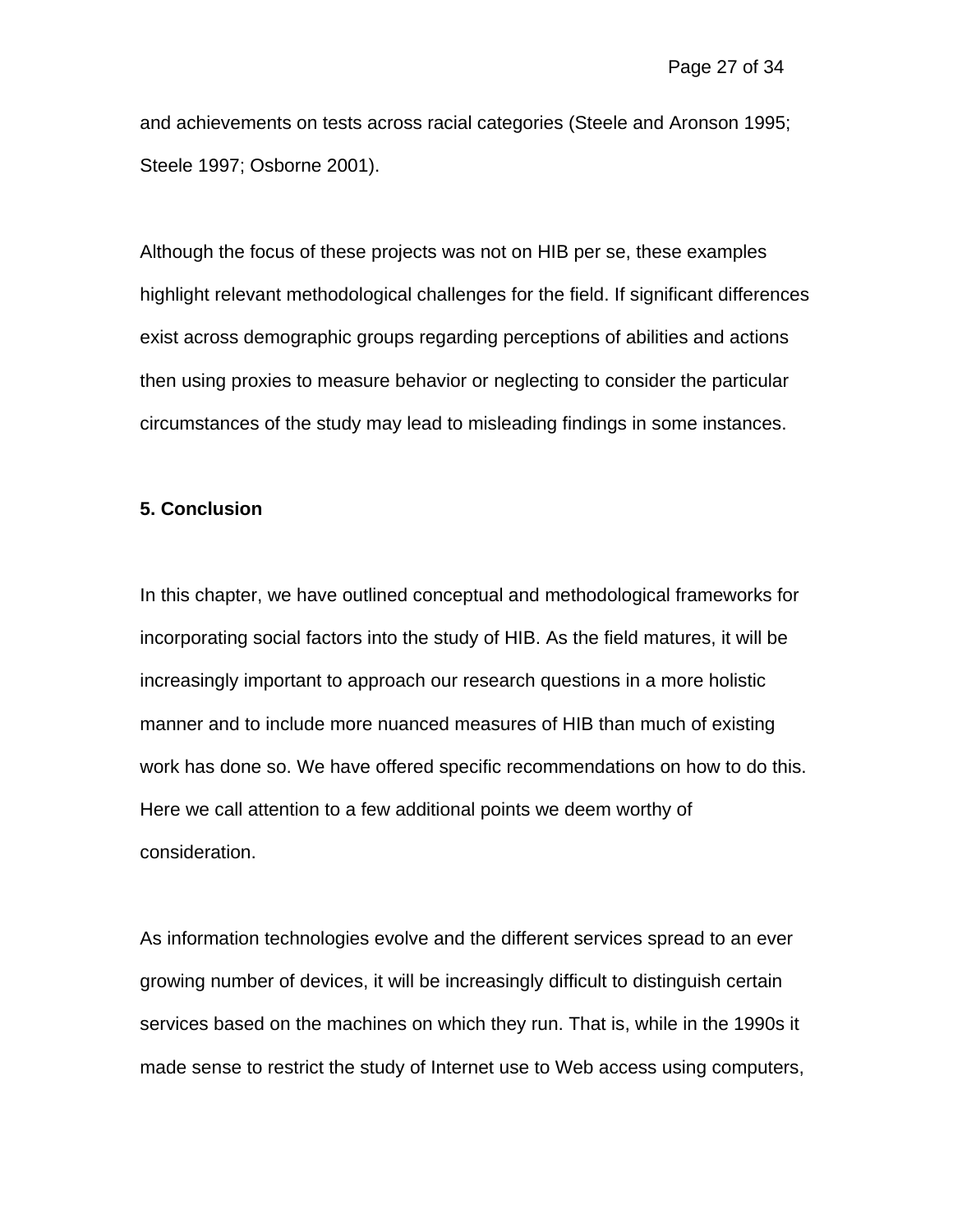and achievements on tests across racial categories (Steele and Aronson 1995; Steele 1997; Osborne 2001).

Although the focus of these projects was not on HIB per se, these examples highlight relevant methodological challenges for the field. If significant differences exist across demographic groups regarding perceptions of abilities and actions then using proxies to measure behavior or neglecting to consider the particular circumstances of the study may lead to misleading findings in some instances.

## 5. Conclusion

In this chapter, we have outlined conceptual and methodological frameworks for incorporating social factors into the study of HIB. As the field matures, it will be increasingly important to approach our research questions in a more holistic manner and to include more nuanced measures of HIB than much of existing work has done so. We have offered specific recommendations on how to do this. Here we call attention to a few additional points we deem worthy of consideration.

As information technologies evolve and the different services spread to an ever growing number of devices, it will be increasingly difficult to distinguish certain services based on the machines on which they run. That is, while in the 1990s it made sense to restrict the study of Internet use to Web access using computers,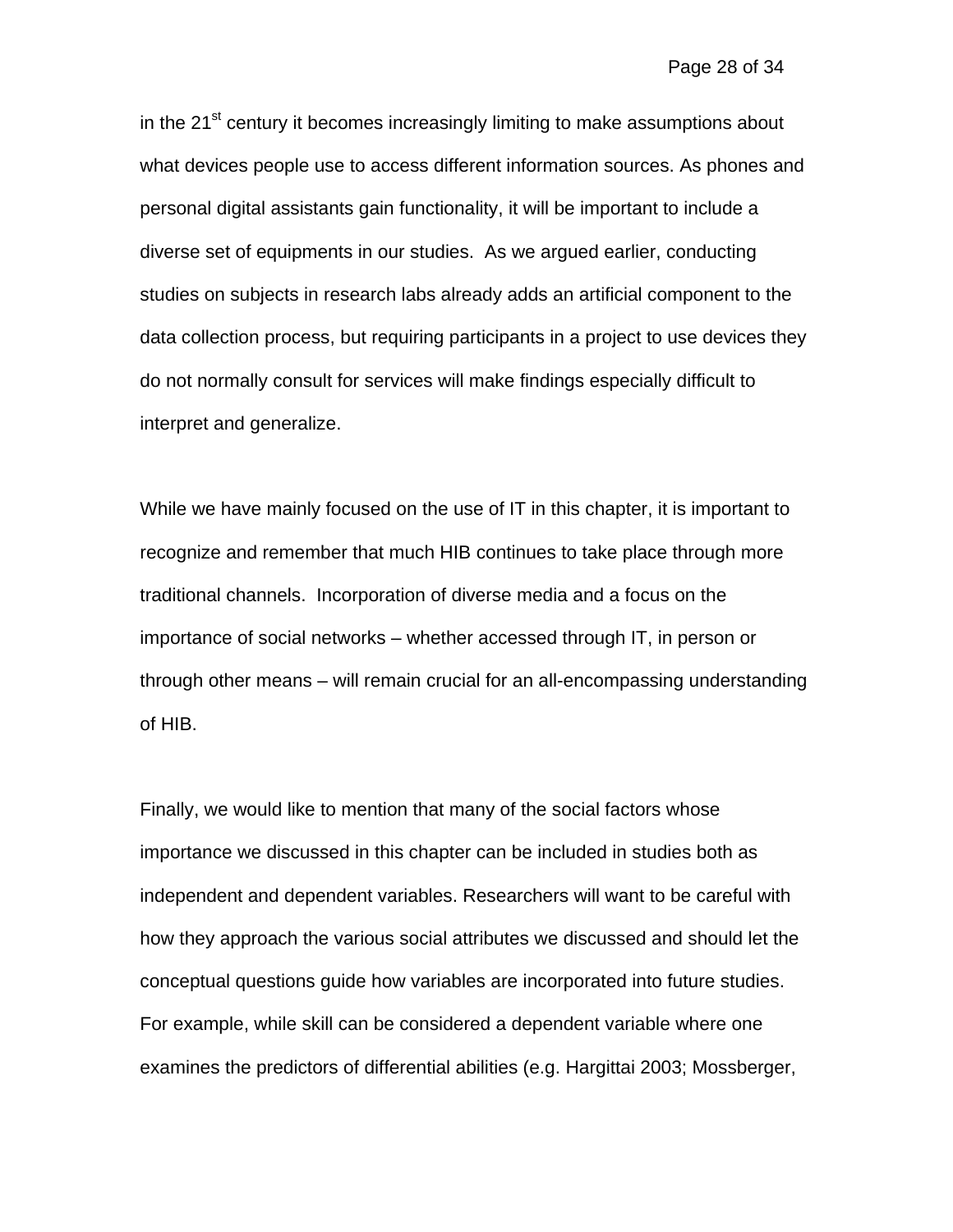in the 21st century it becomes increasingly limiting to make assumptions about what devices people use to access different information sources. As phones and personal digital assistants gain functionality, it will be important to include a diverse set of equipments in our studies.  As we argued earlier, conducting studies on subjects in research labs already adds an artificial component to the data collection process, but requiring participants in a project to use devices they do not normally consult for services will make findings especially difficult to interpret and generalize.

While we have mainly focused on the use of IT in this chapter, it is important to recognize and remember that much HIB continues to take place through more traditional channels.  Incorporation of diverse media and a focus on the importance of social networks – whether accessed through IT, in person or through other means – will remain crucial for an all-encompassing understanding of HIB.

Finally, we would like to mention that many of the social factors whose importance we discussed in this chapter can be included in studies both as independent and dependent variables. Researchers will want to be careful with how they approach the various social attributes we discussed and should let the conceptual questions guide how variables are incorporated into future studies. For example, while skill can be considered a dependent variable where one examines the predictors of differential abilities (e.g. Hargittai 2003; Mossberger,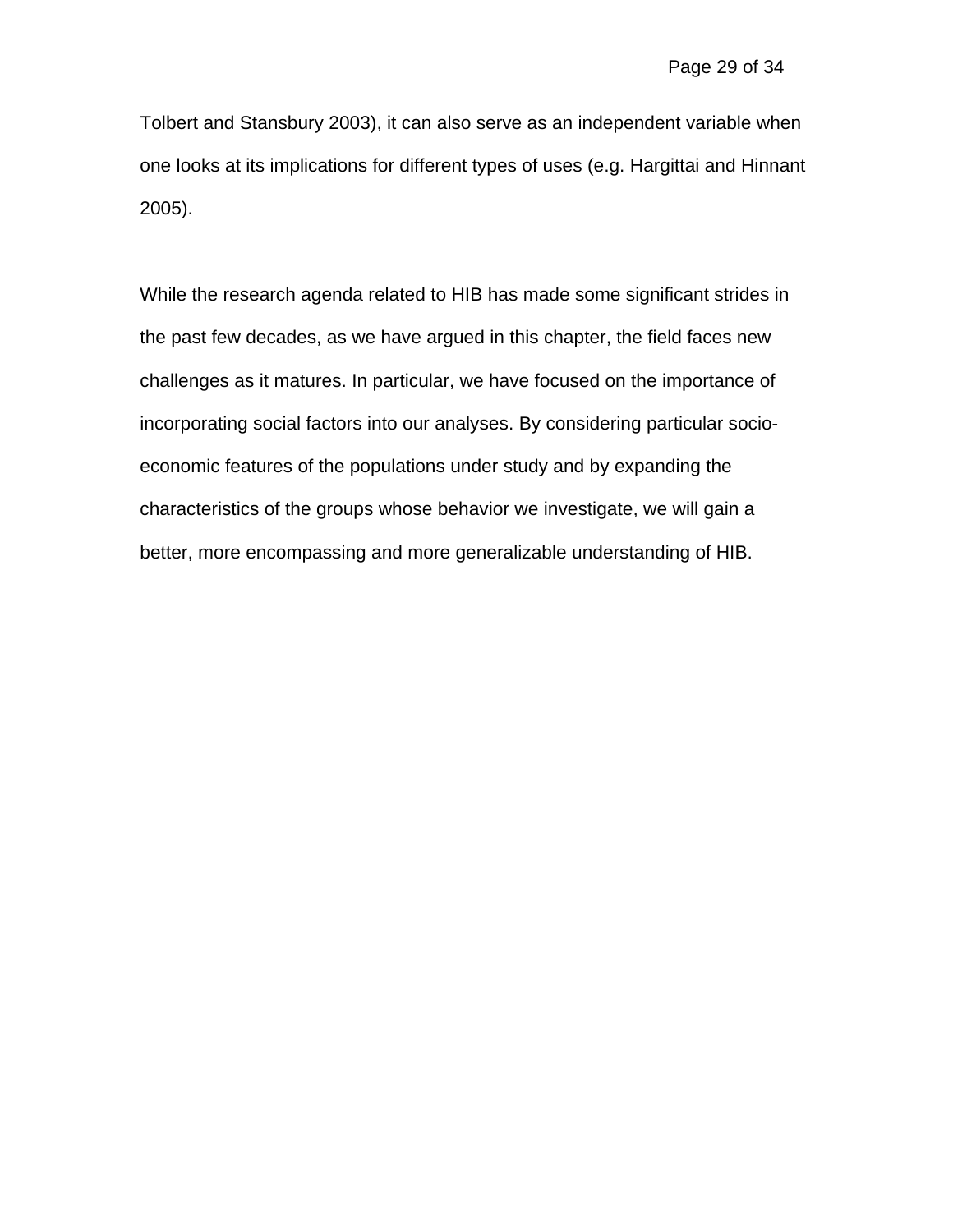Tolbert and Stansbury 2003), it can also serve as an independent variable when one looks at its implications for different types of uses (e.g. Hargittai and Hinnant 2005).

While the research agenda related to HIB has made some significant strides in the past few decades, as we have argued in this chapter, the field faces new challenges as it matures. In particular, we have focused on the importance of incorporating social factors into our analyses. By considering particular socio-economic features of the populations under study and by expanding the characteristics of the groups whose behavior we investigate, we will gain a better, more encompassing and more generalizable understanding of HIB.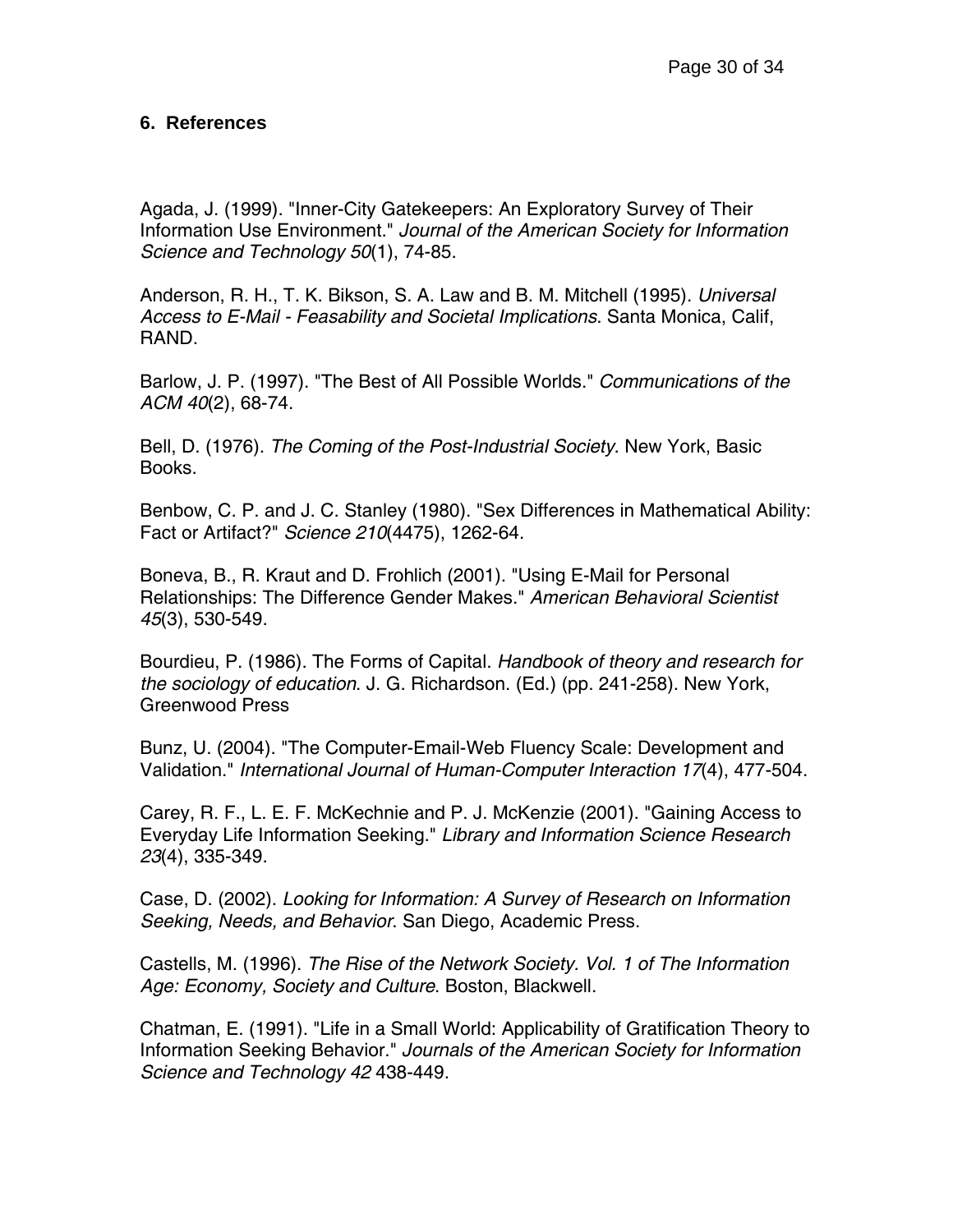## 6. References

Agada, J. (1999). "Inner-City Gatekeepers: An Exploratory Survey of Their Information Use Environment." *Journal of the American Society for Information Science and Technology 50*(1), 74-85.

Anderson, R. H., T. K. Bikson, S. A. Law and B. M. Mitchell (1995). *Universal Access to E-Mail - Feasability and Societal Implications*. Santa Monica, Calif, RAND.

Barlow, J. P. (1997). "The Best of All Possible Worlds." *Communications of the ACM 40*(2), 68-74.

Bell, D. (1976). *The Coming of the Post-Industrial Society*. New York, Basic Books.

Benbow, C. P. and J. C. Stanley (1980). "Sex Differences in Mathematical Ability: Fact or Artifact?" *Science 210*(4475), 1262-64.

Boneva, B., R. Kraut and D. Frohlich (2001). "Using E-Mail for Personal Relationships: The Difference Gender Makes." *American Behavioral Scientist 45*(3), 530-549.

Bourdieu, P. (1986). The Forms of Capital. *Handbook of theory and research for the sociology of education*. J. G. Richardson. (Ed.) (pp. 241-258). New York, Greenwood Press

Bunz, U. (2004). "The Computer-Email-Web Fluency Scale: Development and Validation." *International Journal of Human-Computer Interaction 17*(4), 477-504.

Carey, R. F., L. E. F. McKechnie and P. J. McKenzie (2001). "Gaining Access to Everyday Life Information Seeking." *Library and Information Science Research 23*(4), 335-349.

Case, D. (2002). *Looking for Information: A Survey of Research on Information Seeking, Needs, and Behavior*. San Diego, Academic Press.

Castells, M. (1996). *The Rise of the Network Society. Vol. 1 of The Information Age: Economy, Society and Culture*. Boston, Blackwell.

Chatman, E. (1991). "Life in a Small World: Applicability of Gratification Theory to Information Seeking Behavior." *Journals of the American Society for Information Science and Technology 42* 438-449.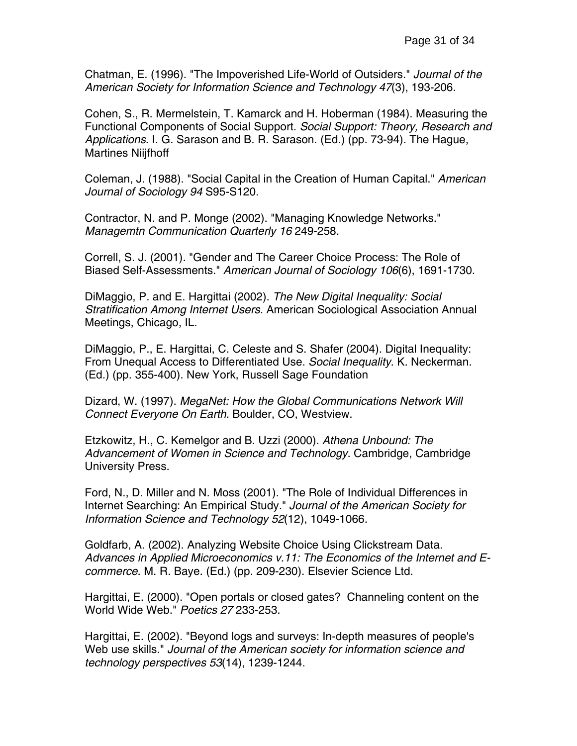Chatman, E. (1996). "The Impoverished Life-World of Outsiders." *Journal of the American Society for Information Science and Technology 47*(3), 193-206.

Cohen, S., R. Mermelstein, T. Kamarck and H. Hoberman (1984). Measuring the Functional Components of Social Support. *Social Support: Theory, Research and Applications*. I. G. Sarason and B. R. Sarason. (Ed.) (pp. 73-94). The Hague, Martines Niijfhoff

Coleman, J. (1988). "Social Capital in the Creation of Human Capital." *American Journal of Sociology 94* S95-S120.

Contractor, N. and P. Monge (2002). "Managing Knowledge Networks." *Managemtn Communication Quarterly 16* 249-258.

Correll, S. J. (2001). "Gender and The Career Choice Process: The Role of Biased Self-Assessments." *American Journal of Sociology 106*(6), 1691-1730.

DiMaggio, P. and E. Hargittai (2002). *The New Digital Inequality: Social Stratification Among Internet Users*. American Sociological Association Annual Meetings, Chicago, IL.

DiMaggio, P., E. Hargittai, C. Celeste and S. Shafer (2004). Digital Inequality: From Unequal Access to Differentiated Use. *Social Inequality*. K. Neckerman. (Ed.) (pp. 355-400). New York, Russell Sage Foundation

Dizard, W. (1997). *MegaNet: How the Global Communications Network Will Connect Everyone On Earth*. Boulder, CO, Westview.

Etzkowitz, H., C. Kemelgor and B. Uzzi (2000). *Athena Unbound: The Advancement of Women in Science and Technology*. Cambridge, Cambridge University Press.

Ford, N., D. Miller and N. Moss (2001). "The Role of Individual Differences in Internet Searching: An Empirical Study." *Journal of the American Society for Information Science and Technology 52*(12), 1049-1066.

Goldfarb, A. (2002). Analyzing Website Choice Using Clickstream Data. *Advances in Applied Microeconomics v.11: The Economics of the Internet and E-commerce.* M. R. Baye. (Ed.) (pp. 209-230). Elsevier Science Ltd.

Hargittai, E. (2000). "Open portals or closed gates? Channeling content on the World Wide Web." *Poetics 27* 233-253.

Hargittai, E. (2002). "Beyond logs and surveys: In-depth measures of people's Web use skills." *Journal of the American society for information science and technology perspectives 53*(14), 1239-1244.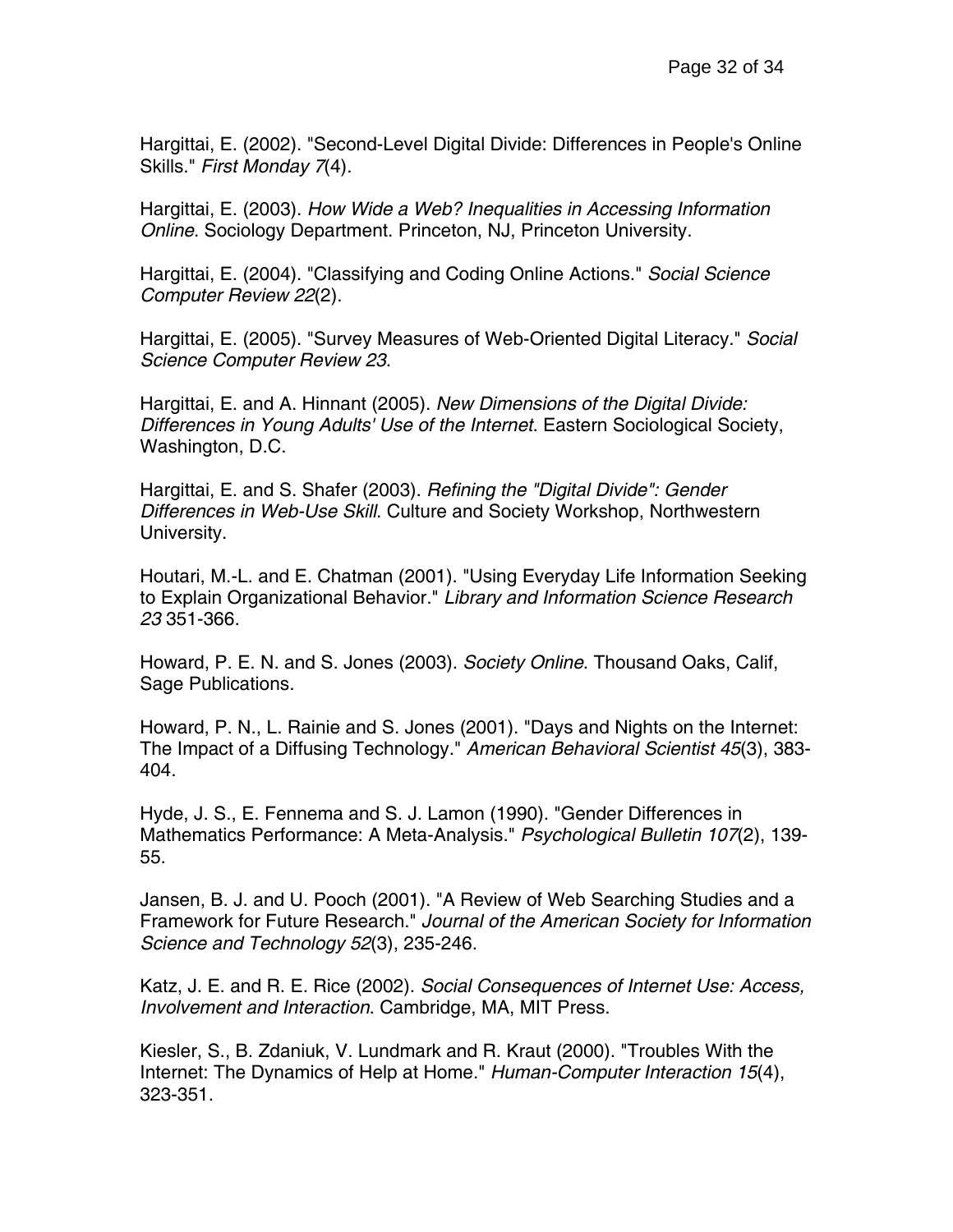Hargittai, E. (2002). "Second-Level Digital Divide: Differences in People's Online Skills." *First Monday 7*(4).

Hargittai, E. (2003). *How Wide a Web? Inequalities in Accessing Information Online*. Sociology Department. Princeton, NJ, Princeton University.

Hargittai, E. (2004). "Classifying and Coding Online Actions." *Social Science Computer Review 22*(2).

Hargittai, E. (2005). "Survey Measures of Web-Oriented Digital Literacy." *Social Science Computer Review 23*.

Hargittai, E. and A. Hinnant (2005). *New Dimensions of the Digital Divide: Differences in Young Adults' Use of the Internet*. Eastern Sociological Society, Washington, D.C.

Hargittai, E. and S. Shafer (2003). *Refining the "Digital Divide": Gender Differences in Web-Use Skill*. Culture and Society Workshop, Northwestern University.

Houtari, M.-L. and E. Chatman (2001). "Using Everyday Life Information Seeking to Explain Organizational Behavior." *Library and Information Science Research 23* 351-366.

Howard, P. E. N. and S. Jones (2003). *Society Online*. Thousand Oaks, Calif, Sage Publications.

Howard, P. N., L. Rainie and S. Jones (2001). "Days and Nights on the Internet: The Impact of a Diffusing Technology." *American Behavioral Scientist 45*(3), 383-404.

Hyde, J. S., E. Fennema and S. J. Lamon (1990). "Gender Differences in Mathematics Performance: A Meta-Analysis." *Psychological Bulletin 107*(2), 139-55.

Jansen, B. J. and U. Pooch (2001). "A Review of Web Searching Studies and a Framework for Future Research." *Journal of the American Society for Information Science and Technology 52*(3), 235-246.

Katz, J. E. and R. E. Rice (2002). *Social Consequences of Internet Use: Access, Involvement and Interaction*. Cambridge, MA, MIT Press.

Kiesler, S., B. Zdaniuk, V. Lundmark and R. Kraut (2000). "Troubles With the Internet: The Dynamics of Help at Home." *Human-Computer Interaction 15*(4), 323-351.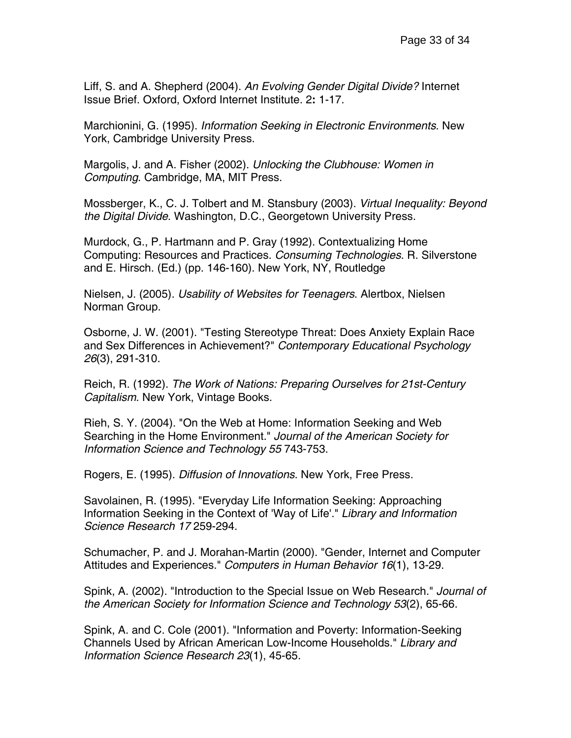Liff, S. and A. Shepherd (2004). *An Evolving Gender Digital Divide?* Internet Issue Brief. Oxford, Oxford Internet Institute. 2**:** 1-17.

Marchionini, G. (1995). *Information Seeking in Electronic Environments*. New York, Cambridge University Press.

Margolis, J. and A. Fisher (2002). *Unlocking the Clubhouse: Women in Computing*. Cambridge, MA, MIT Press.

Mossberger, K., C. J. Tolbert and M. Stansbury (2003). *Virtual Inequality: Beyond the Digital Divide*. Washington, D.C., Georgetown University Press.

Murdock, G., P. Hartmann and P. Gray (1992). Contextualizing Home Computing: Resources and Practices. *Consuming Technologies*. R. Silverstone and E. Hirsch. (Ed.) (pp. 146-160). New York, NY, Routledge

Nielsen, J. (2005). *Usability of Websites for Teenagers*. Alertbox, Nielsen Norman Group.

Osborne, J. W. (2001). "Testing Stereotype Threat: Does Anxiety Explain Race and Sex Differences in Achievement?" *Contemporary Educational Psychology 26*(3), 291-310.

Reich, R. (1992). *The Work of Nations: Preparing Ourselves for 21st-Century Capitalism*. New York, Vintage Books.

Rieh, S. Y. (2004). "On the Web at Home: Information Seeking and Web Searching in the Home Environment." *Journal of the American Society for Information Science and Technology 55* 743-753.

Rogers, E. (1995). *Diffusion of Innovations*. New York, Free Press.

Savolainen, R. (1995). "Everyday Life Information Seeking: Approaching Information Seeking in the Context of 'Way of Life'." *Library and Information Science Research 17* 259-294.

Schumacher, P. and J. Morahan-Martin (2000). "Gender, Internet and Computer Attitudes and Experiences." *Computers in Human Behavior 16*(1), 13-29.

Spink, A. (2002). "Introduction to the Special Issue on Web Research." *Journal of the American Society for Information Science and Technology 53*(2), 65-66.

Spink, A. and C. Cole (2001). "Information and Poverty: Information-Seeking Channels Used by African American Low-Income Households." *Library and Information Science Research 23*(1), 45-65.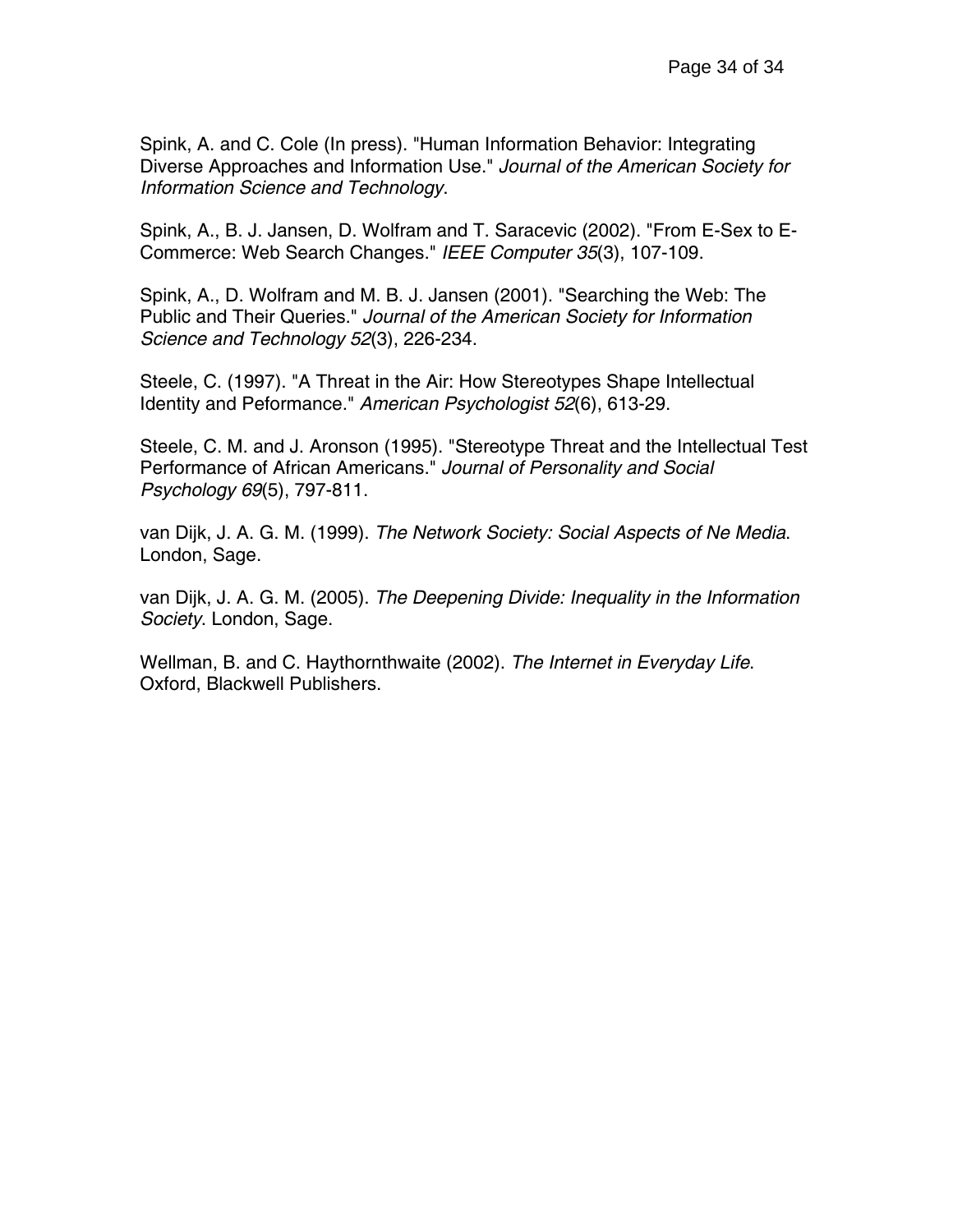Spink, A. and C. Cole (In press). "Human Information Behavior: Integrating Diverse Approaches and Information Use." *Journal of the American Society for Information Science and Technology*.

Spink, A., B. J. Jansen, D. Wolfram and T. Saracevic (2002). "From E-Sex to E-Commerce: Web Search Changes." *IEEE Computer 35*(3), 107-109.

Spink, A., D. Wolfram and M. B. J. Jansen (2001). "Searching the Web: The Public and Their Queries." *Journal of the American Society for Information Science and Technology 52*(3), 226-234.

Steele, C. (1997). "A Threat in the Air: How Stereotypes Shape Intellectual Identity and Peformance." *American Psychologist 52*(6), 613-29.

Steele, C. M. and J. Aronson (1995). "Stereotype Threat and the Intellectual Test Performance of African Americans." *Journal of Personality and Social Psychology 69*(5), 797-811.

van Dijk, J. A. G. M. (1999). *The Network Society: Social Aspects of Ne Media*. London, Sage.

van Dijk, J. A. G. M. (2005). *The Deepening Divide: Inequality in the Information Society*. London, Sage.

Wellman, B. and C. Haythornthwaite (2002). *The Internet in Everyday Life*. Oxford, Blackwell Publishers.